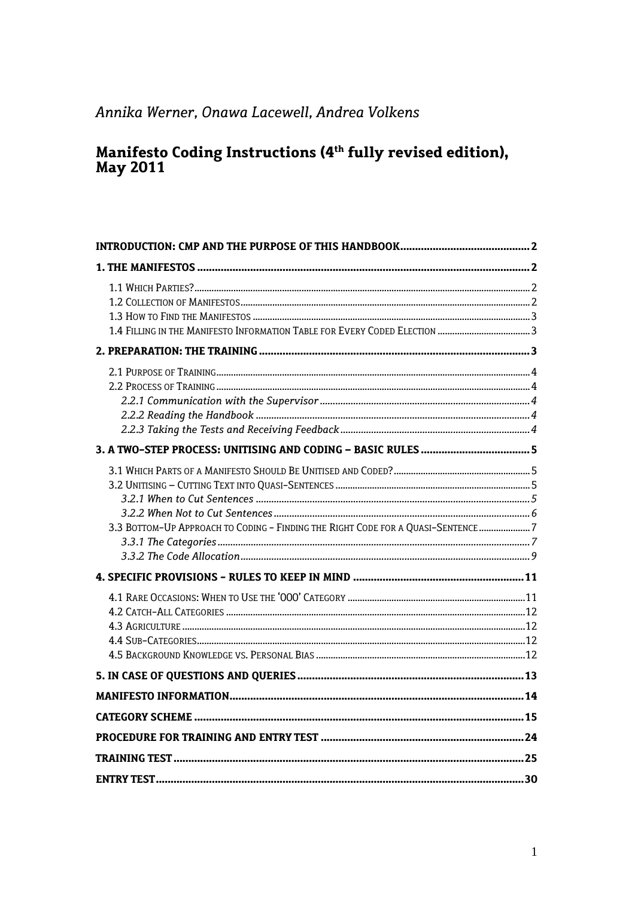*Annika Werner, Onawa Lacewell, Andrea Volkens*

# Manifesto Coding Instructions (4th fully revised edition), May 2011

| | |
|---|---|
| **INTRODUCTION: CMP AND THE PURPOSE OF THIS HANDBOOK** | **2** |
| **1. THE MANIFESTOS** | **2** |
| 1.1 Which Parties? | 2 |
| 1.2 Collection of Manifestos | 2 |
| 1.3 How to Find the Manifestos | 3 |
| 1.4 Filling in the Manifesto Information Table for Every Coded Election | 3 |
| **2. PREPARATION: THE TRAINING** | **3** |
| 2.1 Purpose of Training | 4 |
| 2.2 Process of Training | 4 |
| *2.2.1 Communication with the Supervisor* | *4* |
| *2.2.2 Reading the Handbook* | *4* |
| *2.2.3 Taking the Tests and Receiving Feedback* | *4* |
| **3. A TWO-STEP PROCESS: UNITISING AND CODING – BASIC RULES** | **5** |
| 3.1 Which Parts of a Manifesto Should Be Unitised and Coded? | 5 |
| 3.2 Unitising – Cutting Text into Quasi-Sentences | 5 |
| *3.2.1 When to Cut Sentences* | *5* |
| *3.2.2 When Not to Cut Sentences* | *6* |
| 3.3 Bottom-Up Approach to Coding - Finding the Right Code for a Quasi-Sentence | 7 |
| *3.3.1 The Categories* | *7* |
| *3.3.2 The Code Allocation* | *9* |
| **4. SPECIFIC PROVISIONS - RULES TO KEEP IN MIND** | **11** |
| 4.1 Rare Occasions: When to Use the '000' Category | 11 |
| 4.2 Catch-All Categories | 12 |
| 4.3 Agriculture | 12 |
| 4.4 Sub-Categories | 12 |
| 4.5 Background Knowledge vs. Personal Bias | 12 |
| **5. IN CASE OF QUESTIONS AND QUERIES** | **13** |
| **MANIFESTO INFORMATION** | **14** |
| **CATEGORY SCHEME** | **15** |
| **PROCEDURE FOR TRAINING AND ENTRY TEST** | **24** |
| **TRAINING TEST** | **25** |
| **ENTRY TEST** | **30** |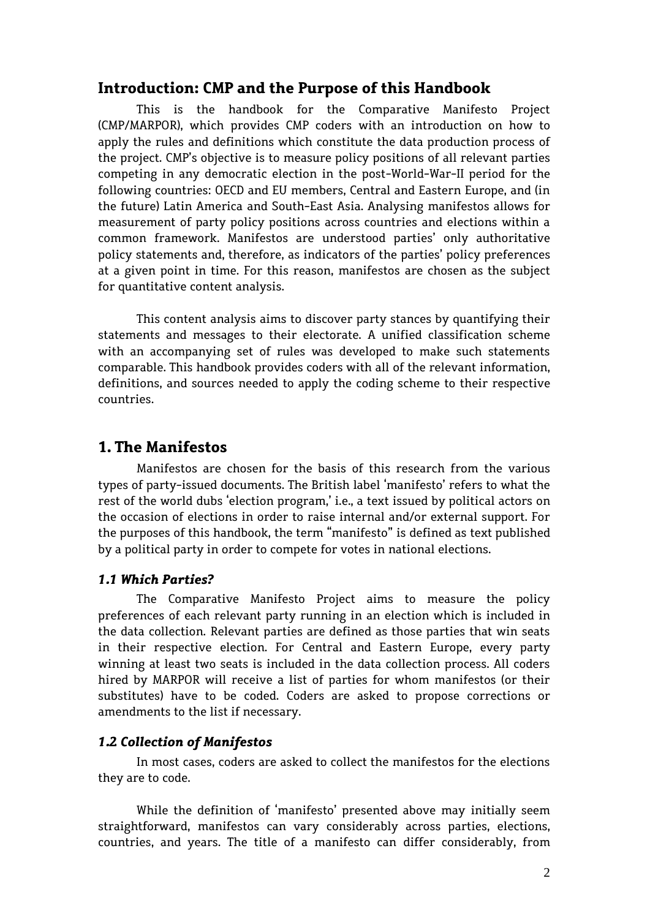## Introduction: CMP and the Purpose of this Handbook

This is the handbook for the Comparative Manifesto Project (CMP/MARPOR), which provides CMP coders with an introduction on how to apply the rules and definitions which constitute the data production process of the project. CMP's objective is to measure policy positions of all relevant parties competing in any democratic election in the post-World-War-II period for the following countries: OECD and EU members, Central and Eastern Europe, and (in the future) Latin America and South-East Asia. Analysing manifestos allows for measurement of party policy positions across countries and elections within a common framework. Manifestos are understood parties' only authoritative policy statements and, therefore, as indicators of the parties' policy preferences at a given point in time. For this reason, manifestos are chosen as the subject for quantitative content analysis.

This content analysis aims to discover party stances by quantifying their statements and messages to their electorate. A unified classification scheme with an accompanying set of rules was developed to make such statements comparable. This handbook provides coders with all of the relevant information, definitions, and sources needed to apply the coding scheme to their respective countries.

## 1. The Manifestos

Manifestos are chosen for the basis of this research from the various types of party-issued documents. The British label 'manifesto' refers to what the rest of the world dubs 'election program,' i.e., a text issued by political actors on the occasion of elections in order to raise internal and/or external support. For the purposes of this handbook, the term "manifesto" is defined as text published by a political party in order to compete for votes in national elections.

### *1.1 Which Parties?*

The Comparative Manifesto Project aims to measure the policy preferences of each relevant party running in an election which is included in the data collection. Relevant parties are defined as those parties that win seats in their respective election. For Central and Eastern Europe, every party winning at least two seats is included in the data collection process. All coders hired by MARPOR will receive a list of parties for whom manifestos (or their substitutes) have to be coded. Coders are asked to propose corrections or amendments to the list if necessary.

### *1.2 Collection of Manifestos*

In most cases, coders are asked to collect the manifestos for the elections they are to code.

While the definition of 'manifesto' presented above may initially seem straightforward, manifestos can vary considerably across parties, elections, countries, and years. The title of a manifesto can differ considerably, from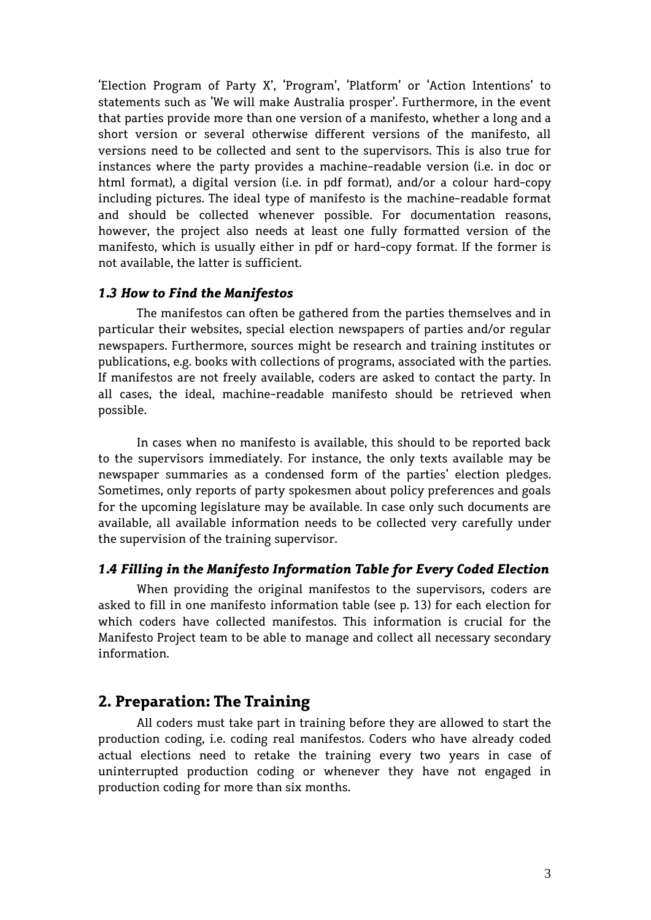'Election Program of Party X', 'Program', 'Platform' or 'Action Intentions' to statements such as 'We will make Australia prosper'. Furthermore, in the event that parties provide more than one version of a manifesto, whether a long and a short version or several otherwise different versions of the manifesto, all versions need to be collected and sent to the supervisors. This is also true for instances where the party provides a machine-readable version (i.e. in doc or html format), a digital version (i.e. in pdf format), and/or a colour hard-copy including pictures. The ideal type of manifesto is the machine-readable format and should be collected whenever possible. For documentation reasons, however, the project also needs at least one fully formatted version of the manifesto, which is usually either in pdf or hard-copy format. If the former is not available, the latter is sufficient.

### *1.3 How to Find the Manifestos*

The manifestos can often be gathered from the parties themselves and in particular their websites, special election newspapers of parties and/or regular newspapers. Furthermore, sources might be research and training institutes or publications, e.g. books with collections of programs, associated with the parties. If manifestos are not freely available, coders are asked to contact the party. In all cases, the ideal, machine-readable manifesto should be retrieved when possible.

In cases when no manifesto is available, this should to be reported back to the supervisors immediately. For instance, the only texts available may be newspaper summaries as a condensed form of the parties' election pledges. Sometimes, only reports of party spokesmen about policy preferences and goals for the upcoming legislature may be available. In case only such documents are available, all available information needs to be collected very carefully under the supervision of the training supervisor.

### *1.4 Filling in the Manifesto Information Table for Every Coded Election*

When providing the original manifestos to the supervisors, coders are asked to fill in one manifesto information table (see p. 13) for each election for which coders have collected manifestos. This information is crucial for the Manifesto Project team to be able to manage and collect all necessary secondary information.

## 2. Preparation: The Training

All coders must take part in training before they are allowed to start the production coding, i.e. coding real manifestos. Coders who have already coded actual elections need to retake the training every two years in case of uninterrupted production coding or whenever they have not engaged in production coding for more than six months.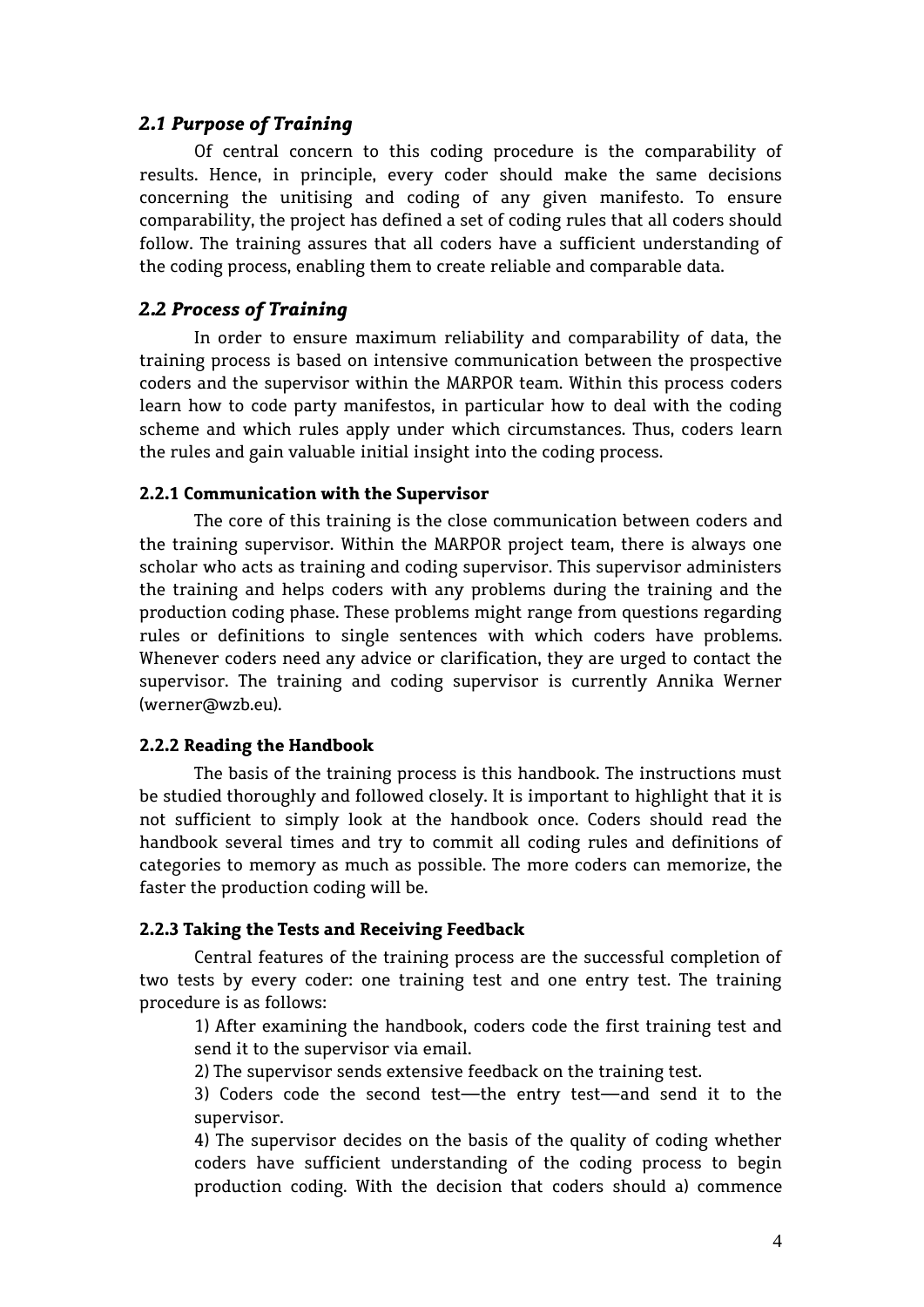## *2.1 Purpose of Training*

Of central concern to this coding procedure is the comparability of results. Hence, in principle, every coder should make the same decisions concerning the unitising and coding of any given manifesto. To ensure comparability, the project has defined a set of coding rules that all coders should follow. The training assures that all coders have a sufficient understanding of the coding process, enabling them to create reliable and comparable data.

## *2.2 Process of Training*

In order to ensure maximum reliability and comparability of data, the training process is based on intensive communication between the prospective coders and the supervisor within the MARPOR team. Within this process coders learn how to code party manifestos, in particular how to deal with the coding scheme and which rules apply under which circumstances. Thus, coders learn the rules and gain valuable initial insight into the coding process.

### 2.2.1 Communication with the Supervisor

The core of this training is the close communication between coders and the training supervisor. Within the MARPOR project team, there is always one scholar who acts as training and coding supervisor. This supervisor administers the training and helps coders with any problems during the training and the production coding phase. These problems might range from questions regarding rules or definitions to single sentences with which coders have problems. Whenever coders need any advice or clarification, they are urged to contact the supervisor. The training and coding supervisor is currently Annika Werner (werner@wzb.eu).

### 2.2.2 Reading the Handbook

The basis of the training process is this handbook. The instructions must be studied thoroughly and followed closely. It is important to highlight that it is not sufficient to simply look at the handbook once. Coders should read the handbook several times and try to commit all coding rules and definitions of categories to memory as much as possible. The more coders can memorize, the faster the production coding will be.

### 2.2.3 Taking the Tests and Receiving Feedback

Central features of the training process are the successful completion of two tests by every coder: one training test and one entry test. The training procedure is as follows:

1) After examining the handbook, coders code the first training test and send it to the supervisor via email.

2) The supervisor sends extensive feedback on the training test.

3) Coders code the second test—the entry test—and send it to the supervisor.

4) The supervisor decides on the basis of the quality of coding whether coders have sufficient understanding of the coding process to begin production coding. With the decision that coders should a) commence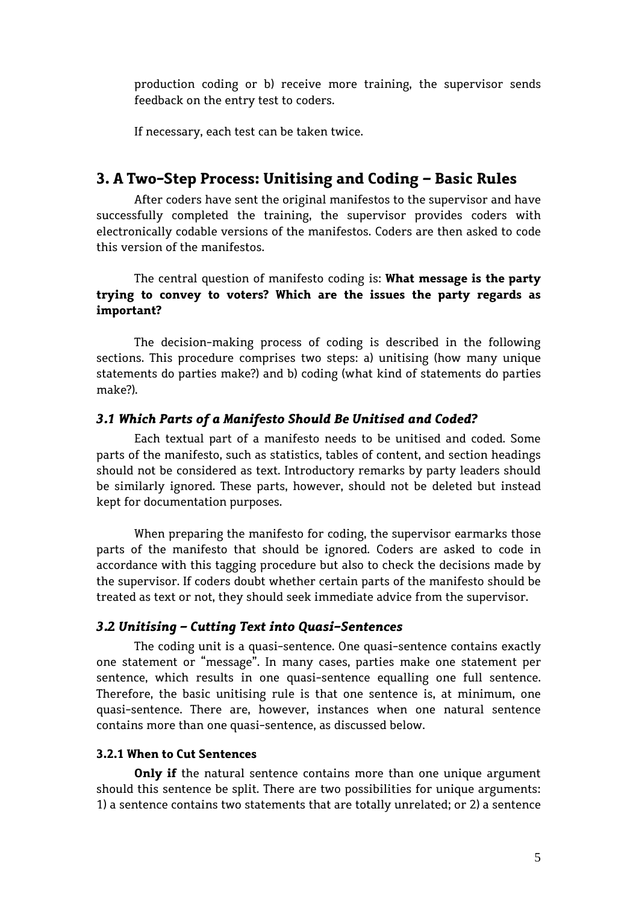production coding or b) receive more training, the supervisor sends feedback on the entry test to coders.

If necessary, each test can be taken twice.

## 3. A Two-Step Process: Unitising and Coding – Basic Rules

After coders have sent the original manifestos to the supervisor and have successfully completed the training, the supervisor provides coders with electronically codable versions of the manifestos. Coders are then asked to code this version of the manifestos.

The central question of manifesto coding is: **What message is the party trying to convey to voters? Which are the issues the party regards as important?**

The decision-making process of coding is described in the following sections. This procedure comprises two steps: a) unitising (how many unique statements do parties make?) and b) coding (what kind of statements do parties make?).

### *3.1 Which Parts of a Manifesto Should Be Unitised and Coded?*

Each textual part of a manifesto needs to be unitised and coded. Some parts of the manifesto, such as statistics, tables of content, and section headings should not be considered as text. Introductory remarks by party leaders should be similarly ignored. These parts, however, should not be deleted but instead kept for documentation purposes.

When preparing the manifesto for coding, the supervisor earmarks those parts of the manifesto that should be ignored. Coders are asked to code in accordance with this tagging procedure but also to check the decisions made by the supervisor. If coders doubt whether certain parts of the manifesto should be treated as text or not, they should seek immediate advice from the supervisor.

### *3.2 Unitising – Cutting Text into Quasi-Sentences*

The coding unit is a quasi-sentence. One quasi-sentence contains exactly one statement or "message". In many cases, parties make one statement per sentence, which results in one quasi-sentence equalling one full sentence. Therefore, the basic unitising rule is that one sentence is, at minimum, one quasi-sentence. There are, however, instances when one natural sentence contains more than one quasi-sentence, as discussed below.

#### 3.2.1 When to Cut Sentences

**Only if** the natural sentence contains more than one unique argument should this sentence be split. There are two possibilities for unique arguments: 1) a sentence contains two statements that are totally unrelated; or 2) a sentence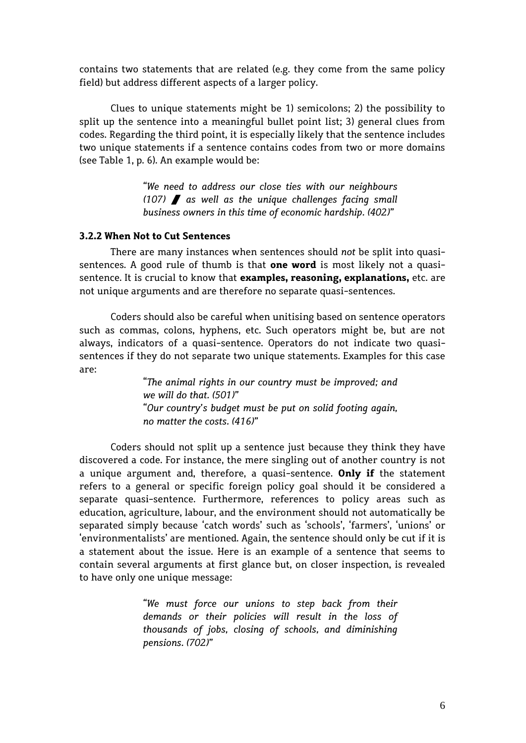contains two statements that are related (e.g. they come from the same policy field) but address different aspects of a larger policy.

Clues to unique statements might be 1) semicolons; 2) the possibility to split up the sentence into a meaningful bullet point list; 3) general clues from codes. Regarding the third point, it is especially likely that the sentence includes two unique statements if a sentence contains codes from two or more domains (see Table 1, p. 6). An example would be:

> "*We need to address our close ties with our neighbours (107) ▌ as well as the unique challenges facing small business owners in this time of economic hardship. (402)*"

### 3.2.2 When Not to Cut Sentences

There are many instances when sentences should *not* be split into quasi-sentences. A good rule of thumb is that **one word** is most likely not a quasi-sentence. It is crucial to know that **examples, reasoning, explanations,** etc. are not unique arguments and are therefore no separate quasi-sentences.

Coders should also be careful when unitising based on sentence operators such as commas, colons, hyphens, etc. Such operators might be, but are not always, indicators of a quasi-sentence. Operators do not indicate two quasi-sentences if they do not separate two unique statements. Examples for this case are:

> "*The animal rights in our country must be improved; and we will do that. (501)*"
> "*Our country's budget must be put on solid footing again, no matter the costs. (416)*"

Coders should not split up a sentence just because they think they have discovered a code. For instance, the mere singling out of another country is not a unique argument and, therefore, a quasi-sentence. **Only if** the statement refers to a general or specific foreign policy goal should it be considered a separate quasi-sentence. Furthermore, references to policy areas such as education, agriculture, labour, and the environment should not automatically be separated simply because 'catch words' such as 'schools', 'farmers', 'unions' or 'environmentalists' are mentioned. Again, the sentence should only be cut if it is a statement about the issue. Here is an example of a sentence that seems to contain several arguments at first glance but, on closer inspection, is revealed to have only one unique message:

> "*We must force our unions to step back from their demands or their policies will result in the loss of thousands of jobs, closing of schools, and diminishing pensions. (702)*"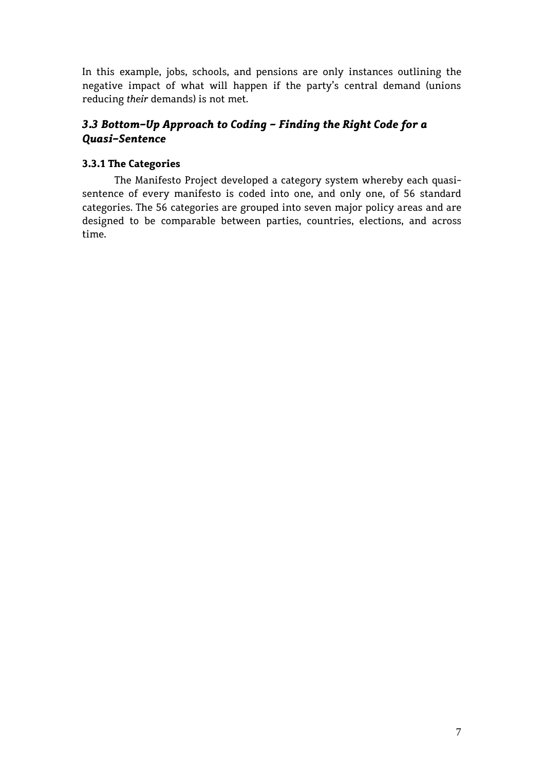In this example, jobs, schools, and pensions are only instances outlining the negative impact of what will happen if the party's central demand (unions reducing *their* demands) is not met.

## *3.3 Bottom-Up Approach to Coding – Finding the Right Code for a Quasi-Sentence*

### 3.3.1 The Categories

The Manifesto Project developed a category system whereby each quasi-sentence of every manifesto is coded into one, and only one, of 56 standard categories. The 56 categories are grouped into seven major policy areas and are designed to be comparable between parties, countries, elections, and across time.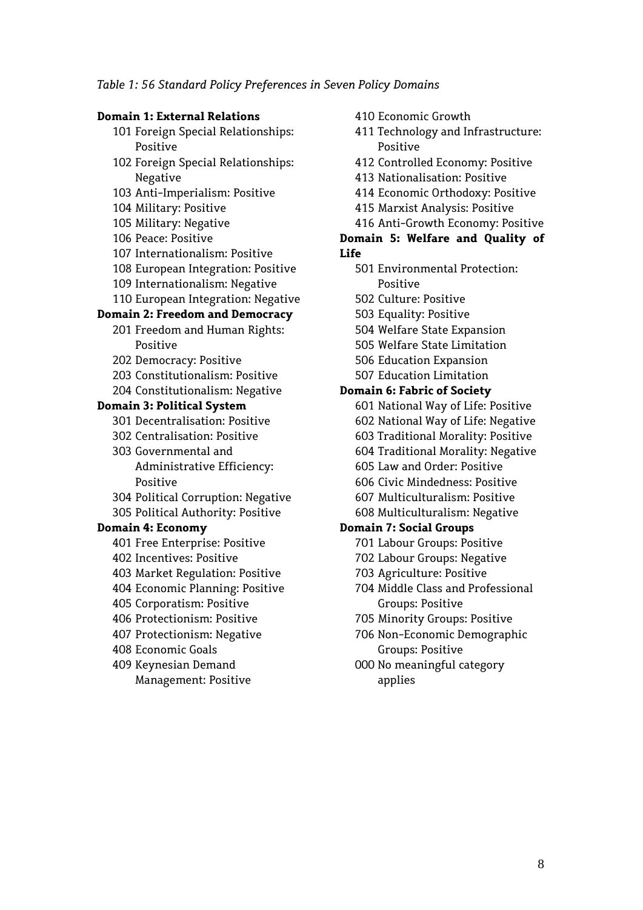*Table 1: 56 Standard Policy Preferences in Seven Policy Domains*

**Domain 1: External Relations**

- 101 Foreign Special Relationships: Positive
- 102 Foreign Special Relationships: Negative
- 103 Anti-Imperialism: Positive
- 104 Military: Positive
- 105 Military: Negative
- 106 Peace: Positive
- 107 Internationalism: Positive
- 108 European Integration: Positive
- 109 Internationalism: Negative
- 110 European Integration: Negative

**Domain 2: Freedom and Democracy**

- 201 Freedom and Human Rights: Positive
- 202 Democracy: Positive
- 203 Constitutionalism: Positive
- 204 Constitutionalism: Negative

**Domain 3: Political System**

- 301 Decentralisation: Positive
- 302 Centralisation: Positive
- 303 Governmental and Administrative Efficiency: Positive
- 304 Political Corruption: Negative
- 305 Political Authority: Positive

**Domain 4: Economy**

- 401 Free Enterprise: Positive
- 402 Incentives: Positive
- 403 Market Regulation: Positive
- 404 Economic Planning: Positive
- 405 Corporatism: Positive
- 406 Protectionism: Positive
- 407 Protectionism: Negative
- 408 Economic Goals
- 409 Keynesian Demand Management: Positive
- 410 Economic Growth
- 411 Technology and Infrastructure: Positive
- 412 Controlled Economy: Positive
- 413 Nationalisation: Positive
- 414 Economic Orthodoxy: Positive
- 415 Marxist Analysis: Positive
- 416 Anti-Growth Economy: Positive

**Domain 5: Welfare and Quality of Life**

- 501 Environmental Protection: Positive
- 502 Culture: Positive
- 503 Equality: Positive
- 504 Welfare State Expansion
- 505 Welfare State Limitation
- 506 Education Expansion
- 507 Education Limitation

**Domain 6: Fabric of Society**

- 601 National Way of Life: Positive
- 602 National Way of Life: Negative
- 603 Traditional Morality: Positive
- 604 Traditional Morality: Negative
- 605 Law and Order: Positive
- 606 Civic Mindedness: Positive
- 607 Multiculturalism: Positive
- 608 Multiculturalism: Negative

**Domain 7: Social Groups**

- 701 Labour Groups: Positive
- 702 Labour Groups: Negative
- 703 Agriculture: Positive
- 704 Middle Class and Professional Groups: Positive
- 705 Minority Groups: Positive
- 706 Non-Economic Demographic Groups: Positive
- 000 No meaningful category applies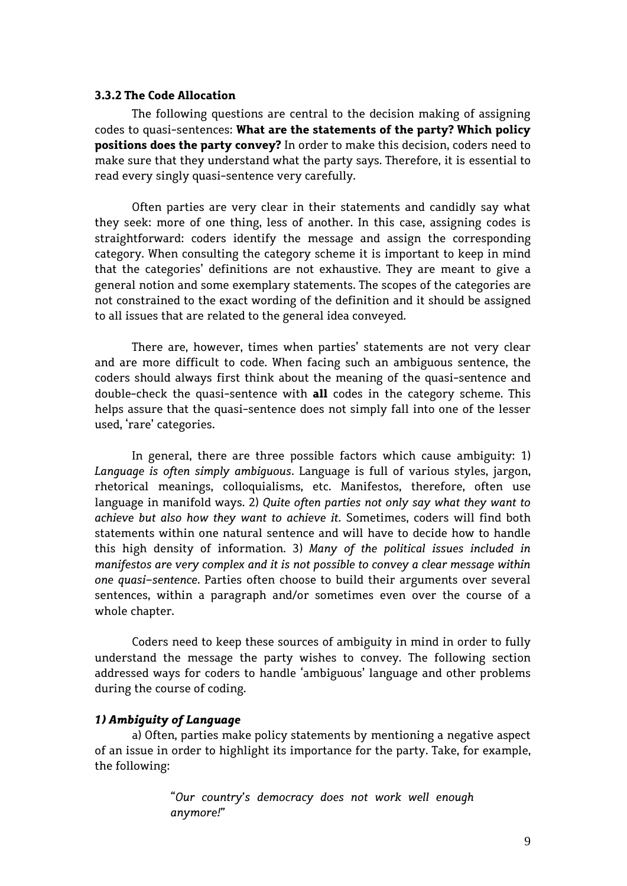### 3.3.2 The Code Allocation

The following questions are central to the decision making of assigning codes to quasi-sentences: **What are the statements of the party? Which policy positions does the party convey?** In order to make this decision, coders need to make sure that they understand what the party says. Therefore, it is essential to read every singly quasi-sentence very carefully.

Often parties are very clear in their statements and candidly say what they seek: more of one thing, less of another. In this case, assigning codes is straightforward: coders identify the message and assign the corresponding category. When consulting the category scheme it is important to keep in mind that the categories' definitions are not exhaustive. They are meant to give a general notion and some exemplary statements. The scopes of the categories are not constrained to the exact wording of the definition and it should be assigned to all issues that are related to the general idea conveyed.

There are, however, times when parties' statements are not very clear and are more difficult to code. When facing such an ambiguous sentence, the coders should always first think about the meaning of the quasi-sentence and double-check the quasi-sentence with **all** codes in the category scheme. This helps assure that the quasi-sentence does not simply fall into one of the lesser used, 'rare' categories.

In general, there are three possible factors which cause ambiguity: 1) *Language is often simply ambiguous*. Language is full of various styles, jargon, rhetorical meanings, colloquialisms, etc. Manifestos, therefore, often use language in manifold ways. 2) *Quite often parties not only say what they want to achieve but also how they want to achieve it.* Sometimes, coders will find both statements within one natural sentence and will have to decide how to handle this high density of information. 3) *Many of the political issues included in manifestos are very complex and it is not possible to convey a clear message within one quasi–sentence*. Parties often choose to build their arguments over several sentences, within a paragraph and/or sometimes even over the course of a whole chapter.

Coders need to keep these sources of ambiguity in mind in order to fully understand the message the party wishes to convey. The following section addressed ways for coders to handle 'ambiguous' language and other problems during the course of coding.

#### *1) Ambiguity of Language*

a) Often, parties make policy statements by mentioning a negative aspect of an issue in order to highlight its importance for the party. Take, for example, the following:

> "*Our country's democracy does not work well enough anymore!*"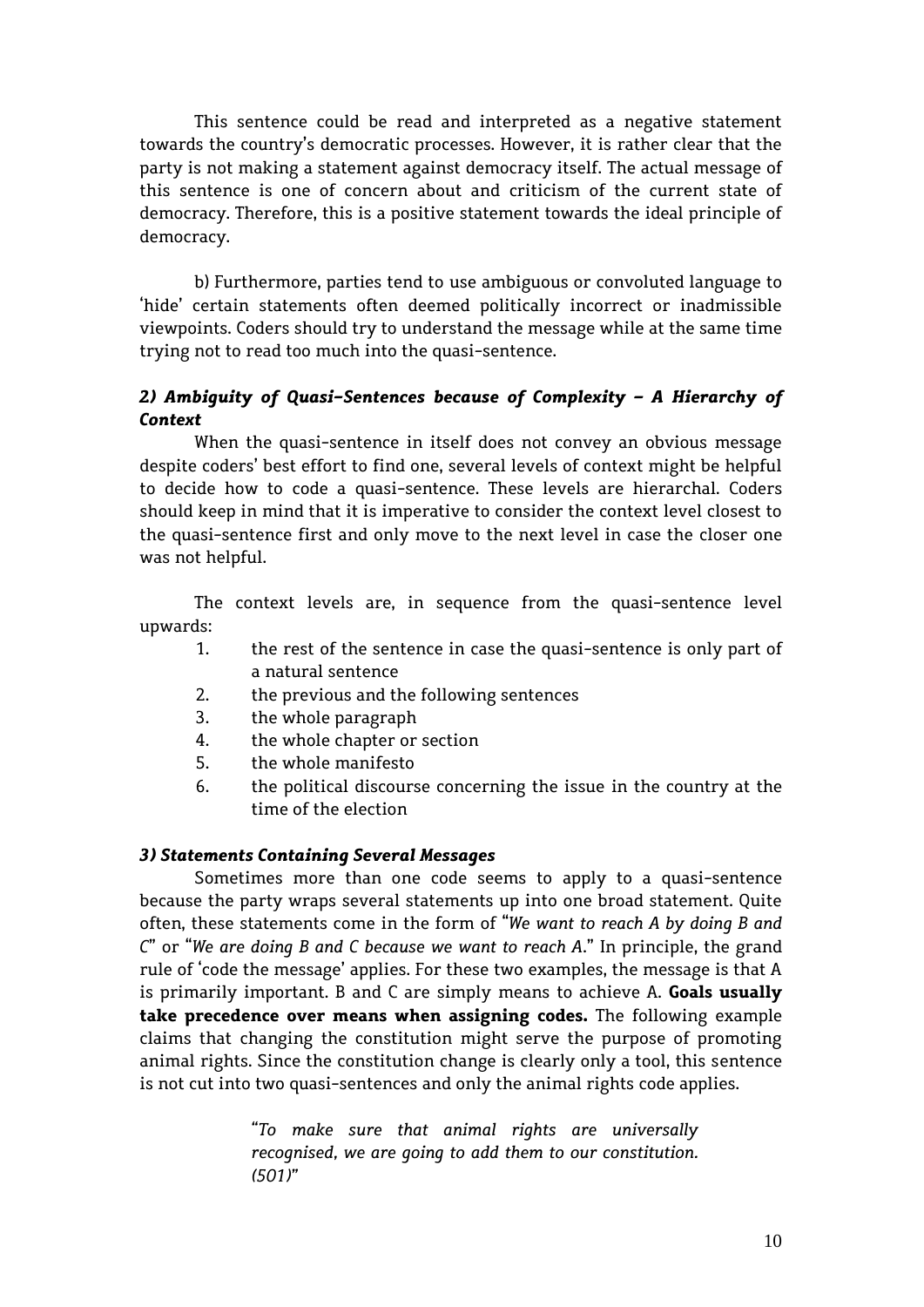This sentence could be read and interpreted as a negative statement towards the country's democratic processes. However, it is rather clear that the party is not making a statement against democracy itself. The actual message of this sentence is one of concern about and criticism of the current state of democracy. Therefore, this is a positive statement towards the ideal principle of democracy.

b) Furthermore, parties tend to use ambiguous or convoluted language to 'hide' certain statements often deemed politically incorrect or inadmissible viewpoints. Coders should try to understand the message while at the same time trying not to read too much into the quasi-sentence.

### *2) Ambiguity of Quasi-Sentences because of Complexity – A Hierarchy of Context*

When the quasi-sentence in itself does not convey an obvious message despite coders' best effort to find one, several levels of context might be helpful to decide how to code a quasi-sentence. These levels are hierarchal. Coders should keep in mind that it is imperative to consider the context level closest to the quasi-sentence first and only move to the next level in case the closer one was not helpful.

The context levels are, in sequence from the quasi-sentence level upwards:

1. the rest of the sentence in case the quasi-sentence is only part of a natural sentence
2. the previous and the following sentences
3. the whole paragraph
4. the whole chapter or section
5. the whole manifesto
6. the political discourse concerning the issue in the country at the time of the election

### *3) Statements Containing Several Messages*

Sometimes more than one code seems to apply to a quasi-sentence because the party wraps several statements up into one broad statement. Quite often, these statements come in the form of "*We want to reach A by doing B and C*" or "*We are doing B and C because we want to reach A.*" In principle, the grand rule of 'code the message' applies. For these two examples, the message is that A is primarily important. B and C are simply means to achieve A. **Goals usually take precedence over means when assigning codes.** The following example claims that changing the constitution might serve the purpose of promoting animal rights. Since the constitution change is clearly only a tool, this sentence is not cut into two quasi-sentences and only the animal rights code applies.

> "*To make sure that animal rights are universally recognised, we are going to add them to our constitution. (501)*"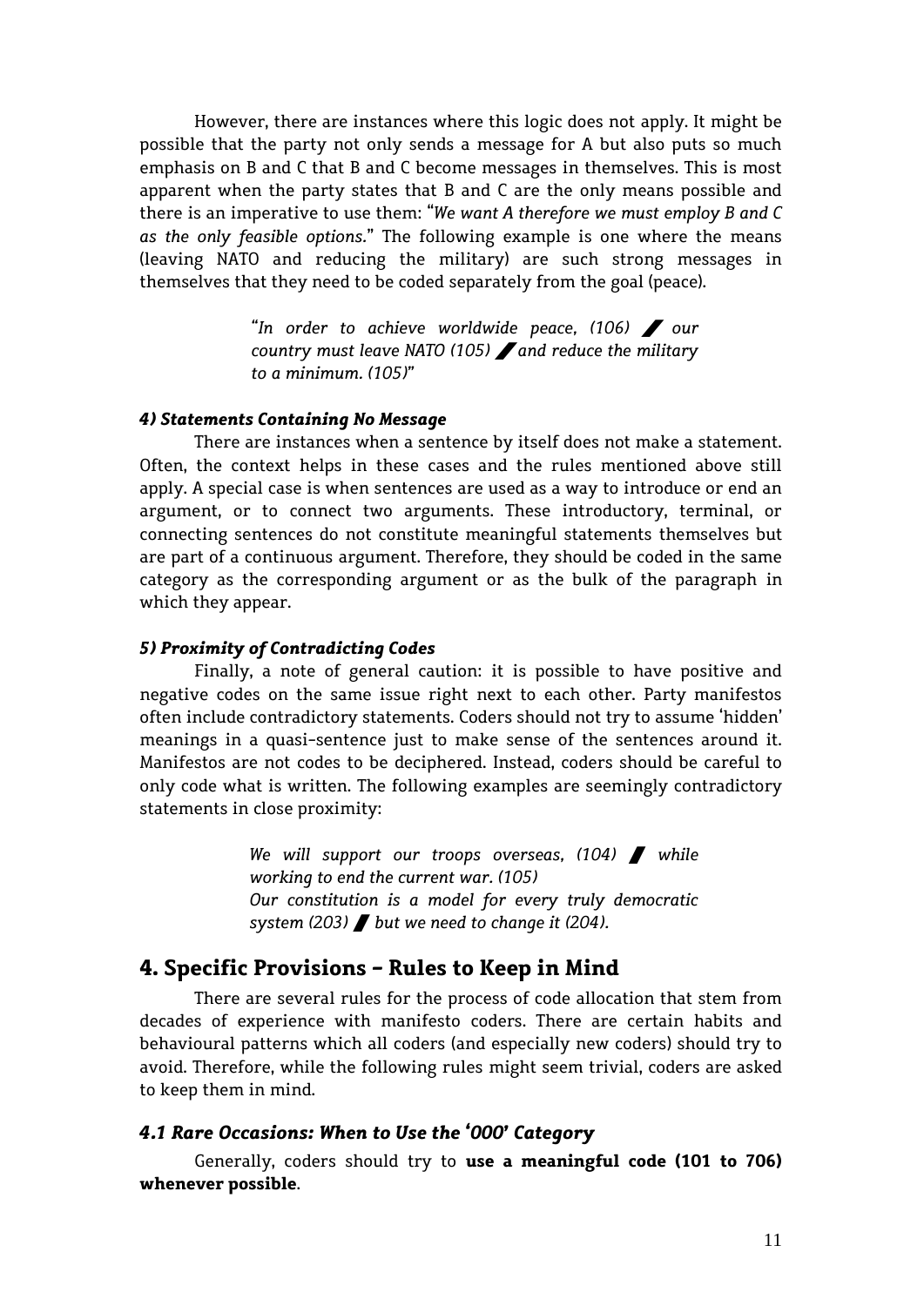However, there are instances where this logic does not apply. It might be possible that the party not only sends a message for A but also puts so much emphasis on B and C that B and C become messages in themselves. This is most apparent when the party states that B and C are the only means possible and there is an imperative to use them: "*We want A therefore we must employ B and C as the only feasible options.*" The following example is one where the means (leaving NATO and reducing the military) are such strong messages in themselves that they need to be coded separately from the goal (peace).

> "*In order to achieve worldwide peace, (106)* ▌ *our country must leave NATO (105)* ▌ *and reduce the military to a minimum. (105)*"

#### *4) Statements Containing No Message*

There are instances when a sentence by itself does not make a statement. Often, the context helps in these cases and the rules mentioned above still apply. A special case is when sentences are used as a way to introduce or end an argument, or to connect two arguments. These introductory, terminal, or connecting sentences do not constitute meaningful statements themselves but are part of a continuous argument. Therefore, they should be coded in the same category as the corresponding argument or as the bulk of the paragraph in which they appear.

#### *5) Proximity of Contradicting Codes*

Finally, a note of general caution: it is possible to have positive and negative codes on the same issue right next to each other. Party manifestos often include contradictory statements. Coders should not try to assume 'hidden' meanings in a quasi-sentence just to make sense of the sentences around it. Manifestos are not codes to be deciphered. Instead, coders should be careful to only code what is written. The following examples are seemingly contradictory statements in close proximity:

> *We will support our troops overseas, (104)* ▌ *while working to end the current war. (105)*
> *Our constitution is a model for every truly democratic system (203)* ▌ *but we need to change it (204).*

## 4. Specific Provisions – Rules to Keep in Mind

There are several rules for the process of code allocation that stem from decades of experience with manifesto coders. There are certain habits and behavioural patterns which all coders (and especially new coders) should try to avoid. Therefore, while the following rules might seem trivial, coders are asked to keep them in mind.

### *4.1 Rare Occasions: When to Use the '000' Category*

Generally, coders should try to **use a meaningful code (101 to 706) whenever possible**.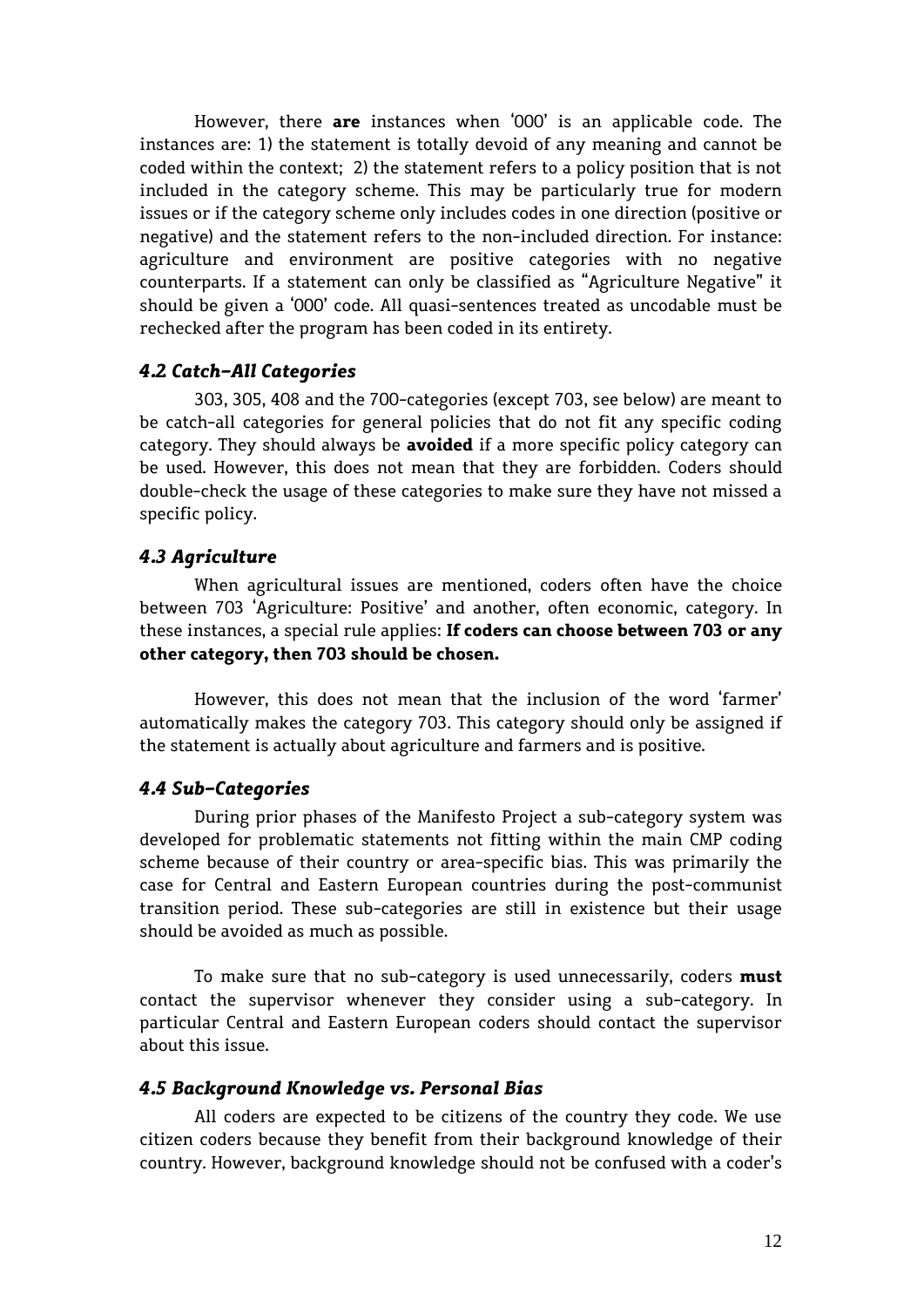However, there **are** instances when '000' is an applicable code. The instances are: 1) the statement is totally devoid of any meaning and cannot be coded within the context; 2) the statement refers to a policy position that is not included in the category scheme. This may be particularly true for modern issues or if the category scheme only includes codes in one direction (positive or negative) and the statement refers to the non-included direction. For instance: agriculture and environment are positive categories with no negative counterparts. If a statement can only be classified as "Agriculture Negative" it should be given a '000' code. All quasi-sentences treated as uncodable must be rechecked after the program has been coded in its entirety.

### *4.2 Catch-All Categories*

303, 305, 408 and the 700-categories (except 703, see below) are meant to be catch-all categories for general policies that do not fit any specific coding category. They should always be **avoided** if a more specific policy category can be used. However, this does not mean that they are forbidden. Coders should double-check the usage of these categories to make sure they have not missed a specific policy.

### *4.3 Agriculture*

When agricultural issues are mentioned, coders often have the choice between 703 'Agriculture: Positive' and another, often economic, category. In these instances, a special rule applies: **If coders can choose between 703 or any other category, then 703 should be chosen.**

However, this does not mean that the inclusion of the word 'farmer' automatically makes the category 703. This category should only be assigned if the statement is actually about agriculture and farmers and is positive.

### *4.4 Sub-Categories*

During prior phases of the Manifesto Project a sub-category system was developed for problematic statements not fitting within the main CMP coding scheme because of their country or area-specific bias. This was primarily the case for Central and Eastern European countries during the post-communist transition period. These sub-categories are still in existence but their usage should be avoided as much as possible.

To make sure that no sub-category is used unnecessarily, coders **must** contact the supervisor whenever they consider using a sub-category. In particular Central and Eastern European coders should contact the supervisor about this issue.

### *4.5 Background Knowledge vs. Personal Bias*

All coders are expected to be citizens of the country they code. We use citizen coders because they benefit from their background knowledge of their country. However, background knowledge should not be confused with a coder's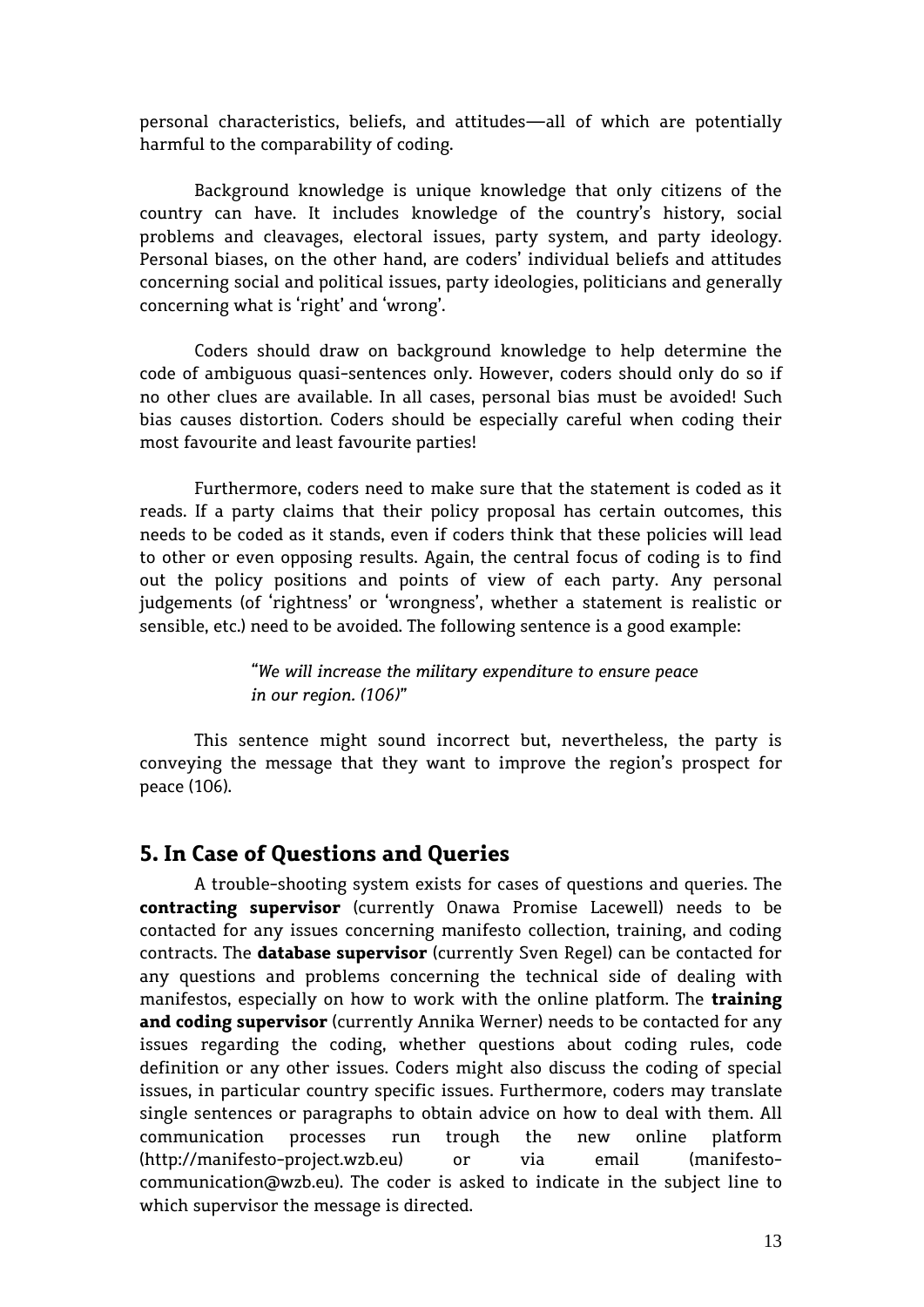personal characteristics, beliefs, and attitudes—all of which are potentially harmful to the comparability of coding.

Background knowledge is unique knowledge that only citizens of the country can have. It includes knowledge of the country's history, social problems and cleavages, electoral issues, party system, and party ideology. Personal biases, on the other hand, are coders' individual beliefs and attitudes concerning social and political issues, party ideologies, politicians and generally concerning what is 'right' and 'wrong'.

Coders should draw on background knowledge to help determine the code of ambiguous quasi-sentences only. However, coders should only do so if no other clues are available. In all cases, personal bias must be avoided! Such bias causes distortion. Coders should be especially careful when coding their most favourite and least favourite parties!

Furthermore, coders need to make sure that the statement is coded as it reads. If a party claims that their policy proposal has certain outcomes, this needs to be coded as it stands, even if coders think that these policies will lead to other or even opposing results. Again, the central focus of coding is to find out the policy positions and points of view of each party. Any personal judgements (of 'rightness' or 'wrongness', whether a statement is realistic or sensible, etc.) need to be avoided. The following sentence is a good example:

> *"We will increase the military expenditure to ensure peace in our region. (106)"*

This sentence might sound incorrect but, nevertheless, the party is conveying the message that they want to improve the region's prospect for peace (106).

## 5. In Case of Questions and Queries

A trouble-shooting system exists for cases of questions and queries. The **contracting supervisor** (currently Onawa Promise Lacewell) needs to be contacted for any issues concerning manifesto collection, training, and coding contracts. The **database supervisor** (currently Sven Regel) can be contacted for any questions and problems concerning the technical side of dealing with manifestos, especially on how to work with the online platform. The **training and coding supervisor** (currently Annika Werner) needs to be contacted for any issues regarding the coding, whether questions about coding rules, code definition or any other issues. Coders might also discuss the coding of special issues, in particular country specific issues. Furthermore, coders may translate single sentences or paragraphs to obtain advice on how to deal with them. All communication processes run trough the new online platform (http://manifesto-project.wzb.eu) or via email (manifesto-communication@wzb.eu). The coder is asked to indicate in the subject line to which supervisor the message is directed.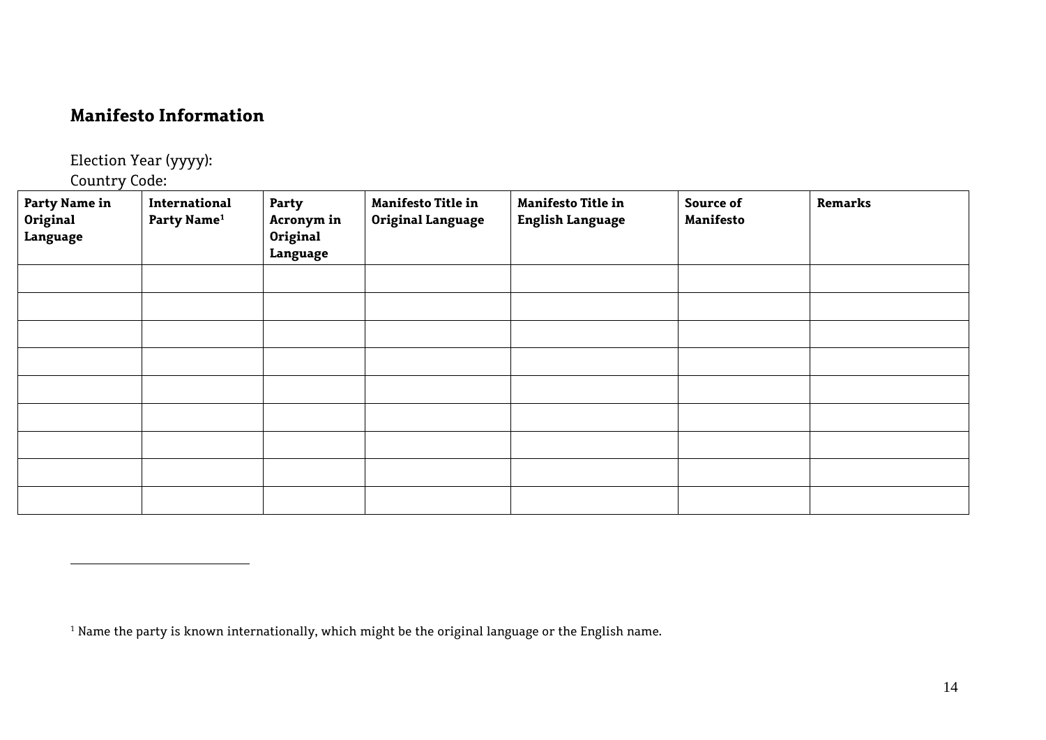## Manifesto Information

Election Year (yyyy):
Country Code:

| Party Name in Original Language | International Party Name[1] | Party Acronym in Original Language | Manifesto Title in Original Language | Manifesto Title in English Language | Source of Manifesto | Remarks |
|---|---|---|---|---|---|---|
| | | | | | | |
| | | | | | | |
| | | | | | | |
| | | | | | | |
| | | | | | | |
| | | | | | | |
| | | | | | | |
| | | | | | | |
| | | | | | | |

[1] Name the party is known internationally, which might be the original language or the English name.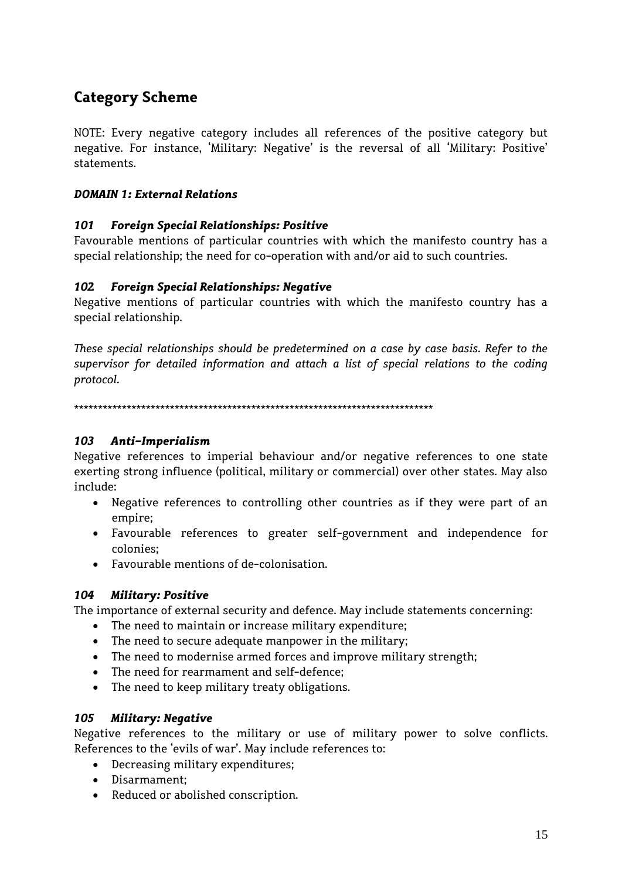## Category Scheme

NOTE: Every negative category includes all references of the positive category but negative. For instance, 'Military: Negative' is the reversal of all 'Military: Positive' statements.

***DOMAIN 1: External Relations***

#### *101 Foreign Special Relationships: Positive*

Favourable mentions of particular countries with which the manifesto country has a special relationship; the need for co-operation with and/or aid to such countries.

#### *102 Foreign Special Relationships: Negative*

Negative mentions of particular countries with which the manifesto country has a special relationship.

*These special relationships should be predetermined on a case by case basis. Refer to the supervisor for detailed information and attach a list of special relations to the coding protocol.*

*****************************************************************************

#### *103 Anti-Imperialism*

Negative references to imperial behaviour and/or negative references to one state exerting strong influence (political, military or commercial) over other states. May also include:

- Negative references to controlling other countries as if they were part of an empire;
- Favourable references to greater self-government and independence for colonies;
- Favourable mentions of de-colonisation.

#### *104 Military: Positive*

The importance of external security and defence. May include statements concerning:

- The need to maintain or increase military expenditure;
- The need to secure adequate manpower in the military;
- The need to modernise armed forces and improve military strength;
- The need for rearmament and self-defence;
- The need to keep military treaty obligations.

#### *105 Military: Negative*

Negative references to the military or use of military power to solve conflicts. References to the 'evils of war'. May include references to:

- Decreasing military expenditures;
- Disarmament;
- Reduced or abolished conscription.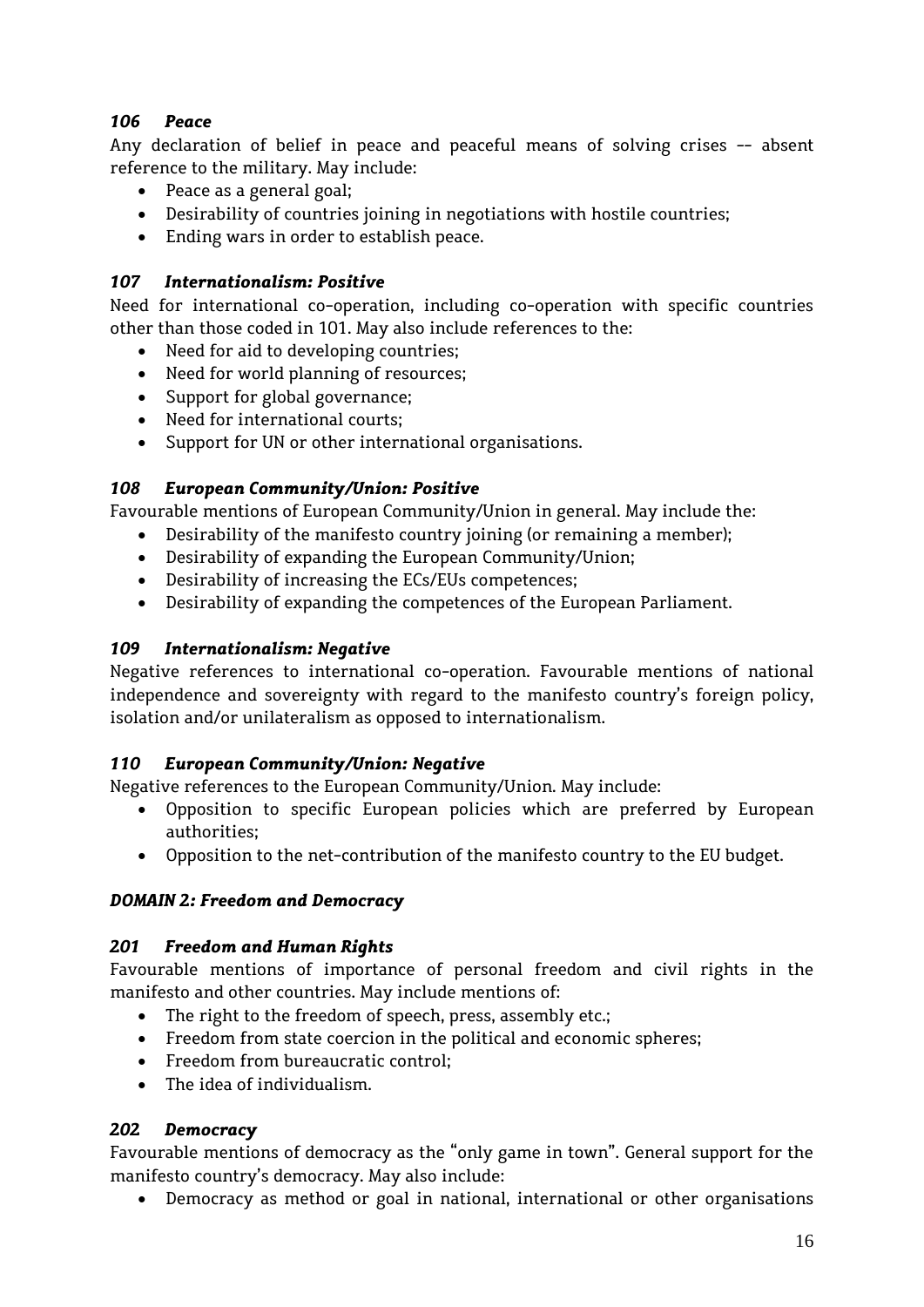### *106 Peace*

Any declaration of belief in peace and peaceful means of solving crises -- absent reference to the military. May include:

- Peace as a general goal;
- Desirability of countries joining in negotiations with hostile countries;
- Ending wars in order to establish peace.

### *107 Internationalism: Positive*

Need for international co-operation, including co-operation with specific countries other than those coded in 101. May also include references to the:

- Need for aid to developing countries;
- Need for world planning of resources;
- Support for global governance;
- Need for international courts;
- Support for UN or other international organisations.

### *108 European Community/Union: Positive*

Favourable mentions of European Community/Union in general. May include the:

- Desirability of the manifesto country joining (or remaining a member);
- Desirability of expanding the European Community/Union;
- Desirability of increasing the ECs/EUs competences;
- Desirability of expanding the competences of the European Parliament.

### *109 Internationalism: Negative*

Negative references to international co-operation. Favourable mentions of national independence and sovereignty with regard to the manifesto country's foreign policy, isolation and/or unilateralism as opposed to internationalism.

### *110 European Community/Union: Negative*

Negative references to the European Community/Union. May include:

- Opposition to specific European policies which are preferred by European authorities;
- Opposition to the net-contribution of the manifesto country to the EU budget.

## *DOMAIN 2: Freedom and Democracy*

### *201 Freedom and Human Rights*

Favourable mentions of importance of personal freedom and civil rights in the manifesto and other countries. May include mentions of:

- The right to the freedom of speech, press, assembly etc.;
- Freedom from state coercion in the political and economic spheres;
- Freedom from bureaucratic control;
- The idea of individualism.

### *202 Democracy*

Favourable mentions of democracy as the "only game in town". General support for the manifesto country's democracy. May also include:

- Democracy as method or goal in national, international or other organisations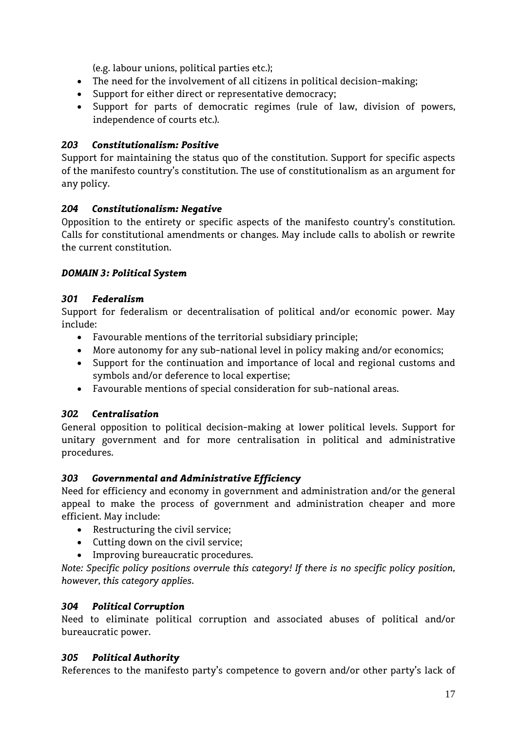(e.g. labour unions, political parties etc.);

- The need for the involvement of all citizens in political decision-making;
- Support for either direct or representative democracy;
- Support for parts of democratic regimes (rule of law, division of powers, independence of courts etc.).

### *203 Constitutionalism: Positive*

Support for maintaining the status quo of the constitution. Support for specific aspects of the manifesto country's constitution. The use of constitutionalism as an argument for any policy.

### *204 Constitutionalism: Negative*

Opposition to the entirety or specific aspects of the manifesto country's constitution. Calls for constitutional amendments or changes. May include calls to abolish or rewrite the current constitution.

## *DOMAIN 3: Political System*

### *301 Federalism*

Support for federalism or decentralisation of political and/or economic power. May include:

- Favourable mentions of the territorial subsidiary principle;
- More autonomy for any sub-national level in policy making and/or economics;
- Support for the continuation and importance of local and regional customs and symbols and/or deference to local expertise;
- Favourable mentions of special consideration for sub-national areas.

### *302 Centralisation*

General opposition to political decision-making at lower political levels. Support for unitary government and for more centralisation in political and administrative procedures.

### *303 Governmental and Administrative Efficiency*

Need for efficiency and economy in government and administration and/or the general appeal to make the process of government and administration cheaper and more efficient. May include:

- Restructuring the civil service;
- Cutting down on the civil service;
- Improving bureaucratic procedures.

*Note: Specific policy positions overrule this category! If there is no specific policy position, however, this category applies.*

### *304 Political Corruption*

Need to eliminate political corruption and associated abuses of political and/or bureaucratic power.

### *305 Political Authority*

References to the manifesto party's competence to govern and/or other party's lack of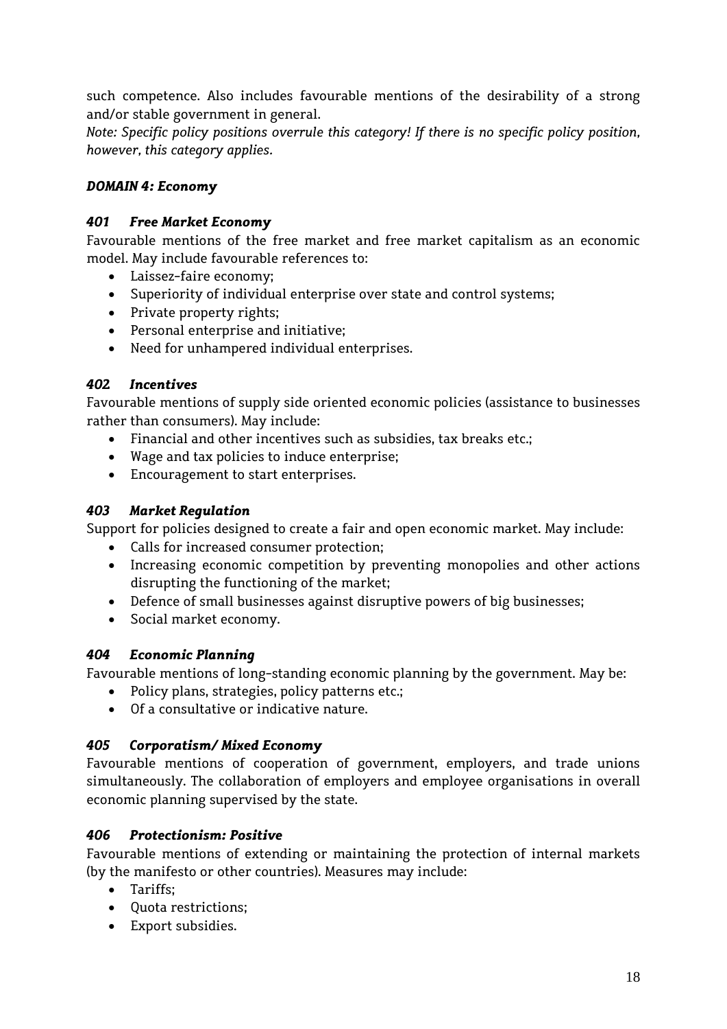such competence. Also includes favourable mentions of the desirability of a strong and/or stable government in general.

*Note: Specific policy positions overrule this category! If there is no specific policy position, however, this category applies.*

### *DOMAIN 4: Economy*

#### *401 Free Market Economy*

Favourable mentions of the free market and free market capitalism as an economic model. May include favourable references to:

- Laissez-faire economy;
- Superiority of individual enterprise over state and control systems;
- Private property rights;
- Personal enterprise and initiative;
- Need for unhampered individual enterprises.

#### *402 Incentives*

Favourable mentions of supply side oriented economic policies (assistance to businesses rather than consumers). May include:

- Financial and other incentives such as subsidies, tax breaks etc.;
- Wage and tax policies to induce enterprise;
- Encouragement to start enterprises.

#### *403 Market Regulation*

Support for policies designed to create a fair and open economic market. May include:

- Calls for increased consumer protection;
- Increasing economic competition by preventing monopolies and other actions disrupting the functioning of the market;
- Defence of small businesses against disruptive powers of big businesses;
- Social market economy.

#### *404 Economic Planning*

Favourable mentions of long-standing economic planning by the government. May be:

- Policy plans, strategies, policy patterns etc.;
- Of a consultative or indicative nature.

#### *405 Corporatism/ Mixed Economy*

Favourable mentions of cooperation of government, employers, and trade unions simultaneously. The collaboration of employers and employee organisations in overall economic planning supervised by the state.

#### *406 Protectionism: Positive*

Favourable mentions of extending or maintaining the protection of internal markets (by the manifesto or other countries). Measures may include:

- Tariffs;
- Quota restrictions;
- Export subsidies.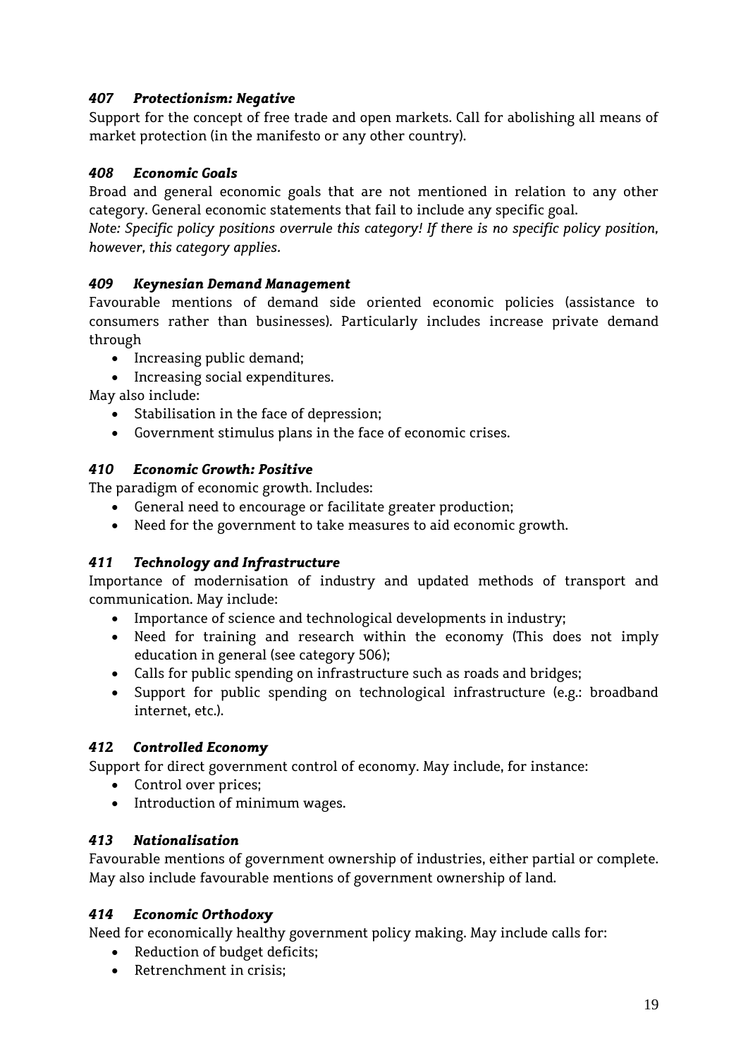### *407 Protectionism: Negative*

Support for the concept of free trade and open markets. Call for abolishing all means of market protection (in the manifesto or any other country).

### *408 Economic Goals*

Broad and general economic goals that are not mentioned in relation to any other category. General economic statements that fail to include any specific goal.

*Note: Specific policy positions overrule this category! If there is no specific policy position, however, this category applies.*

### *409 Keynesian Demand Management*

Favourable mentions of demand side oriented economic policies (assistance to consumers rather than businesses). Particularly includes increase private demand through

- Increasing public demand;
- Increasing social expenditures.

May also include:

- Stabilisation in the face of depression;
- Government stimulus plans in the face of economic crises.

### *410 Economic Growth: Positive*

The paradigm of economic growth. Includes:

- General need to encourage or facilitate greater production;
- Need for the government to take measures to aid economic growth.

### *411 Technology and Infrastructure*

Importance of modernisation of industry and updated methods of transport and communication. May include:

- Importance of science and technological developments in industry;
- Need for training and research within the economy (This does not imply education in general (see category 506);
- Calls for public spending on infrastructure such as roads and bridges;
- Support for public spending on technological infrastructure (e.g.: broadband internet, etc.).

### *412 Controlled Economy*

Support for direct government control of economy. May include, for instance:

- Control over prices;
- Introduction of minimum wages.

### *413 Nationalisation*

Favourable mentions of government ownership of industries, either partial or complete. May also include favourable mentions of government ownership of land.

### *414 Economic Orthodoxy*

Need for economically healthy government policy making. May include calls for:

- Reduction of budget deficits;
- Retrenchment in crisis;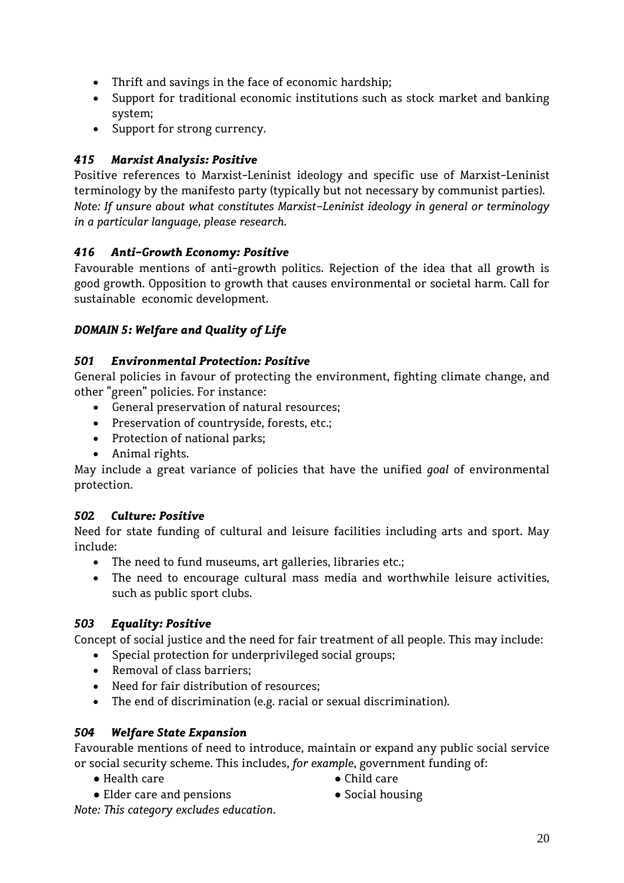- Thrift and savings in the face of economic hardship;
- Support for traditional economic institutions such as stock market and banking system;
- Support for strong currency.

### *415 Marxist Analysis: Positive*

Positive references to Marxist-Leninist ideology and specific use of Marxist-Leninist terminology by the manifesto party (typically but not necessary by communist parties). *Note: If unsure about what constitutes Marxist-Leninist ideology in general or terminology in a particular language, please research.*

### *416 Anti-Growth Economy: Positive*

Favourable mentions of anti-growth politics. Rejection of the idea that all growth is good growth. Opposition to growth that causes environmental or societal harm. Call for sustainable economic development.

## *DOMAIN 5: Welfare and Quality of Life*

### *501 Environmental Protection: Positive*

General policies in favour of protecting the environment, fighting climate change, and other "green" policies. For instance:

- General preservation of natural resources;
- Preservation of countryside, forests, etc.;
- Protection of national parks;
- Animal rights.

May include a great variance of policies that have the unified *goal* of environmental protection.

### *502 Culture: Positive*

Need for state funding of cultural and leisure facilities including arts and sport. May include:

- The need to fund museums, art galleries, libraries etc.;
- The need to encourage cultural mass media and worthwhile leisure activities, such as public sport clubs.

### *503 Equality: Positive*

Concept of social justice and the need for fair treatment of all people. This may include:

- Special protection for underprivileged social groups;
- Removal of class barriers;
- Need for fair distribution of resources;
- The end of discrimination (e.g. racial or sexual discrimination).

### *504 Welfare State Expansion*

Favourable mentions of need to introduce, maintain or expand any public social service or social security scheme. This includes, *for example*, government funding of:

- Health care
- Child care
- Elder care and pensions
- Social housing

*Note: This category excludes education.*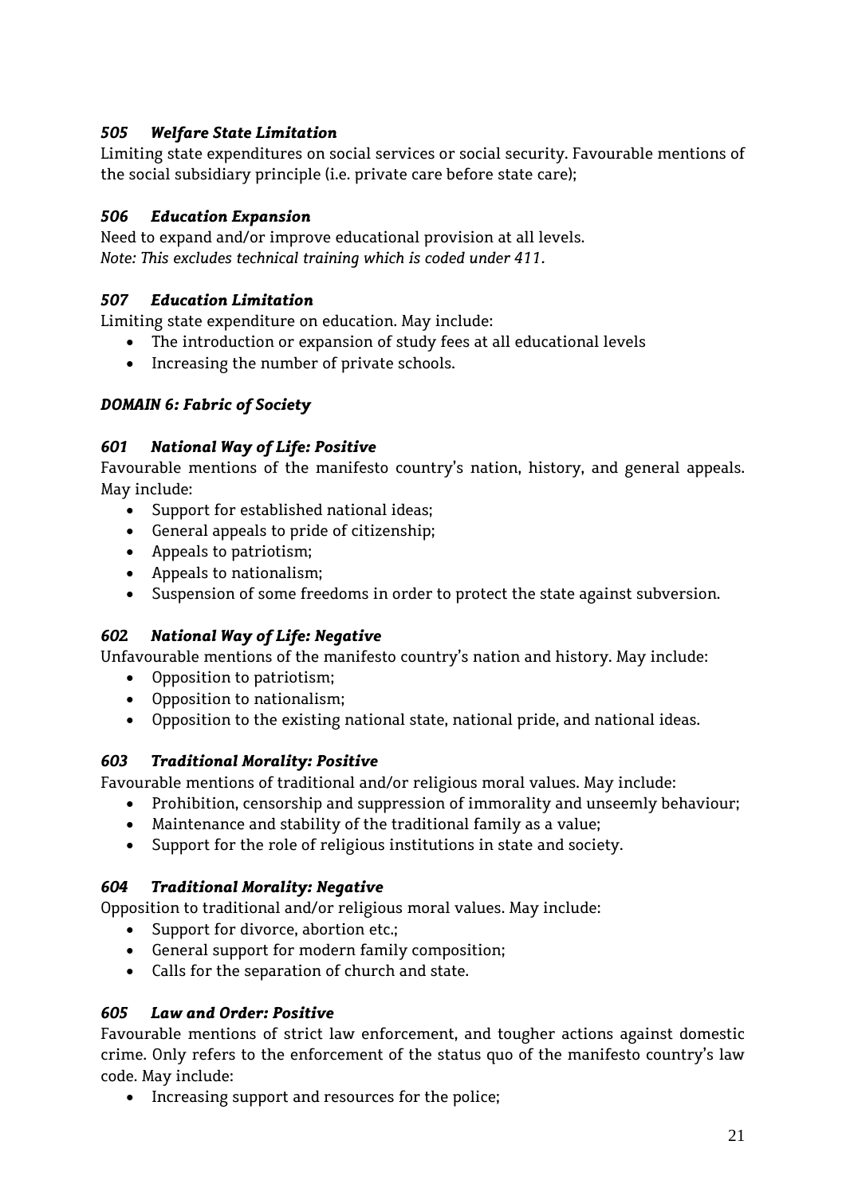### *505 Welfare State Limitation*

Limiting state expenditures on social services or social security. Favourable mentions of the social subsidiary principle (i.e. private care before state care);

### *506 Education Expansion*

Need to expand and/or improve educational provision at all levels.
*Note: This excludes technical training which is coded under 411.*

### *507 Education Limitation*

Limiting state expenditure on education. May include:

- The introduction or expansion of study fees at all educational levels
- Increasing the number of private schools.

## *DOMAIN 6: Fabric of Society*

### *601 National Way of Life: Positive*

Favourable mentions of the manifesto country's nation, history, and general appeals. May include:

- Support for established national ideas;
- General appeals to pride of citizenship;
- Appeals to patriotism;
- Appeals to nationalism;
- Suspension of some freedoms in order to protect the state against subversion.

### *602 National Way of Life: Negative*

Unfavourable mentions of the manifesto country's nation and history. May include:

- Opposition to patriotism;
- Opposition to nationalism;
- Opposition to the existing national state, national pride, and national ideas.

### *603 Traditional Morality: Positive*

Favourable mentions of traditional and/or religious moral values. May include:

- Prohibition, censorship and suppression of immorality and unseemly behaviour;
- Maintenance and stability of the traditional family as a value;
- Support for the role of religious institutions in state and society.

### *604 Traditional Morality: Negative*

Opposition to traditional and/or religious moral values. May include:

- Support for divorce, abortion etc.;
- General support for modern family composition;
- Calls for the separation of church and state.

### *605 Law and Order: Positive*

Favourable mentions of strict law enforcement, and tougher actions against domestic crime. Only refers to the enforcement of the status quo of the manifesto country's law code. May include:

- Increasing support and resources for the police;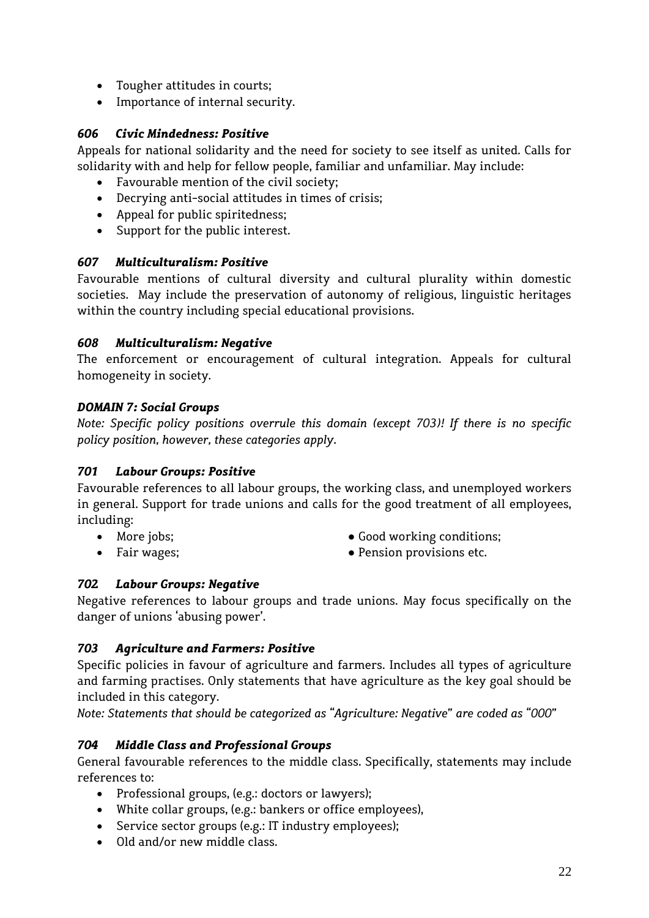- Tougher attitudes in courts;
- Importance of internal security.

### *606 Civic Mindedness: Positive*

Appeals for national solidarity and the need for society to see itself as united. Calls for solidarity with and help for fellow people, familiar and unfamiliar. May include:

- Favourable mention of the civil society;
- Decrying anti-social attitudes in times of crisis;
- Appeal for public spiritedness;
- Support for the public interest.

### *607 Multiculturalism: Positive*

Favourable mentions of cultural diversity and cultural plurality within domestic societies. May include the preservation of autonomy of religious, linguistic heritages within the country including special educational provisions.

### *608 Multiculturalism: Negative*

The enforcement or encouragement of cultural integration. Appeals for cultural homogeneity in society.

### *DOMAIN 7: Social Groups*

*Note: Specific policy positions overrule this domain (except 703)! If there is no specific policy position, however, these categories apply.*

### *701 Labour Groups: Positive*

Favourable references to all labour groups, the working class, and unemployed workers in general. Support for trade unions and calls for the good treatment of all employees, including:

- More jobs;
- Fair wages;
- Good working conditions;
- Pension provisions etc.

### *702 Labour Groups: Negative*

Negative references to labour groups and trade unions. May focus specifically on the danger of unions 'abusing power'.

### *703 Agriculture and Farmers: Positive*

Specific policies in favour of agriculture and farmers. Includes all types of agriculture and farming practises. Only statements that have agriculture as the key goal should be included in this category.

*Note: Statements that should be categorized as "Agriculture: Negative" are coded as "000"*

### *704 Middle Class and Professional Groups*

General favourable references to the middle class. Specifically, statements may include references to:

- Professional groups, (e.g.: doctors or lawyers);
- White collar groups, (e.g.: bankers or office employees),
- Service sector groups (e.g.: IT industry employees);
- Old and/or new middle class.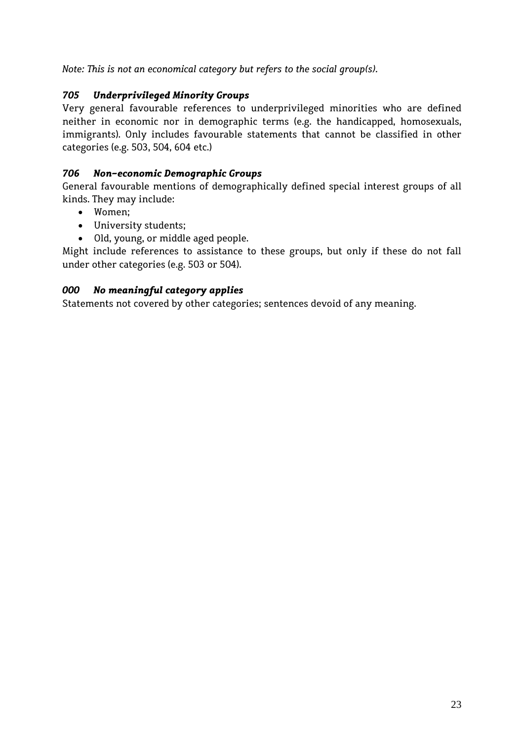*Note: This is not an economical category but refers to the social group(s).*

### *705 Underprivileged Minority Groups*

Very general favourable references to underprivileged minorities who are defined neither in economic nor in demographic terms (e.g. the handicapped, homosexuals, immigrants). Only includes favourable statements that cannot be classified in other categories (e.g. 503, 504, 604 etc.)

### *706 Non-economic Demographic Groups*

General favourable mentions of demographically defined special interest groups of all kinds. They may include:

- Women;
- University students;
- Old, young, or middle aged people.

Might include references to assistance to these groups, but only if these do not fall under other categories (e.g. 503 or 504).

### *000 No meaningful category applies*

Statements not covered by other categories; sentences devoid of any meaning.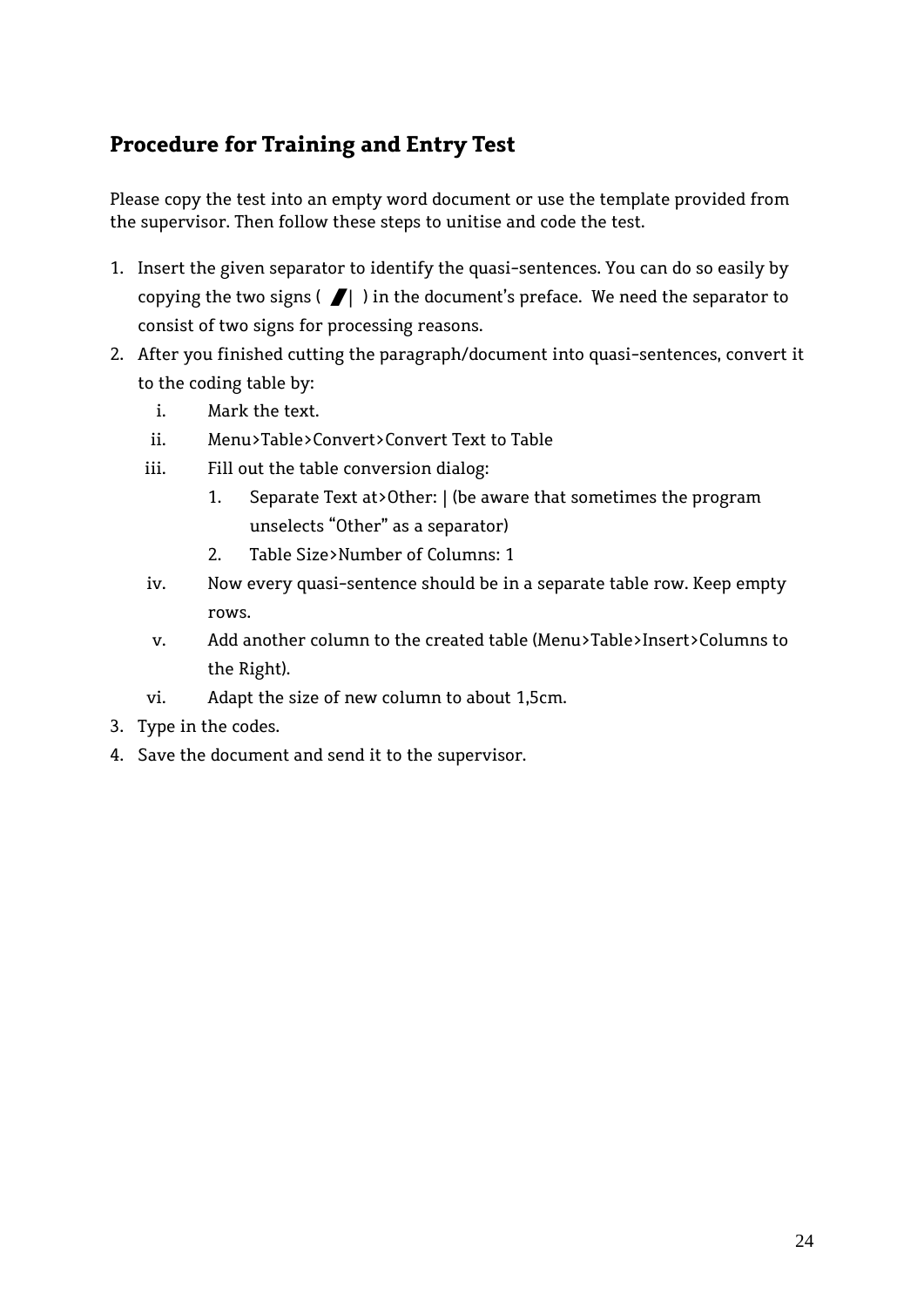## Procedure for Training and Entry Test

Please copy the test into an empty word document or use the template provided from the supervisor. Then follow these steps to unitise and code the test.

1. Insert the given separator to identify the quasi-sentences. You can do so easily by copying the two signs ( ▰| ) in the document's preface. We need the separator to consist of two signs for processing reasons.
2. After you finished cutting the paragraph/document into quasi-sentences, convert it to the coding table by:
   i. Mark the text.
   ii. Menu>Table>Convert>Convert Text to Table
   iii. Fill out the table conversion dialog:
      1. Separate Text at>Other: | (be aware that sometimes the program unselects "Other" as a separator)
      2. Table Size>Number of Columns: 1
   iv. Now every quasi-sentence should be in a separate table row. Keep empty rows.
   v. Add another column to the created table (Menu>Table>Insert>Columns to the Right).
   vi. Adapt the size of new column to about 1,5cm.
3. Type in the codes.
4. Save the document and send it to the supervisor.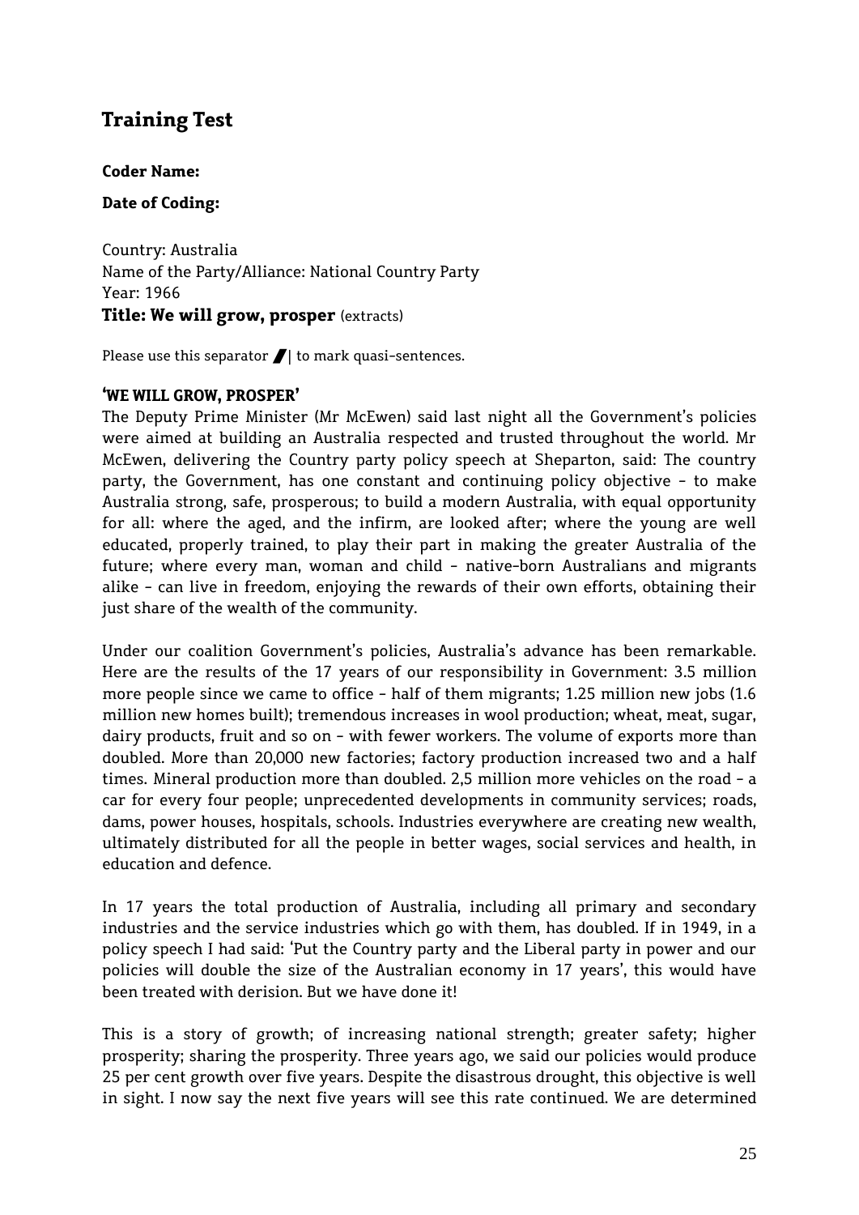## Training Test

**Coder Name:**

**Date of Coding:**

Country: Australia
Name of the Party/Alliance: National Country Party
Year: 1966
**Title: We will grow, prosper** (extracts)

Please use this separator ▮| to mark quasi-sentences.

**'WE WILL GROW, PROSPER'**

The Deputy Prime Minister (Mr McEwen) said last night all the Government's policies were aimed at building an Australia respected and trusted throughout the world. Mr McEwen, delivering the Country party policy speech at Sheparton, said: The country party, the Government, has one constant and continuing policy objective - to make Australia strong, safe, prosperous; to build a modern Australia, with equal opportunity for all: where the aged, and the infirm, are looked after; where the young are well educated, properly trained, to play their part in making the greater Australia of the future; where every man, woman and child - native-born Australians and migrants alike - can live in freedom, enjoying the rewards of their own efforts, obtaining their just share of the wealth of the community.

Under our coalition Government's policies, Australia's advance has been remarkable. Here are the results of the 17 years of our responsibility in Government: 3.5 million more people since we came to office - half of them migrants; 1.25 million new jobs (1.6 million new homes built); tremendous increases in wool production; wheat, meat, sugar, dairy products, fruit and so on - with fewer workers. The volume of exports more than doubled. More than 20,000 new factories; factory production increased two and a half times. Mineral production more than doubled. 2,5 million more vehicles on the road - a car for every four people; unprecedented developments in community services; roads, dams, power houses, hospitals, schools. Industries everywhere are creating new wealth, ultimately distributed for all the people in better wages, social services and health, in education and defence.

In 17 years the total production of Australia, including all primary and secondary industries and the service industries which go with them, has doubled. If in 1949, in a policy speech I had said: 'Put the Country party and the Liberal party in power and our policies will double the size of the Australian economy in 17 years', this would have been treated with derision. But we have done it!

This is a story of growth; of increasing national strength; greater safety; higher prosperity; sharing the prosperity. Three years ago, we said our policies would produce 25 per cent growth over five years. Despite the disastrous drought, this objective is well in sight. I now say the next five years will see this rate continued. We are determined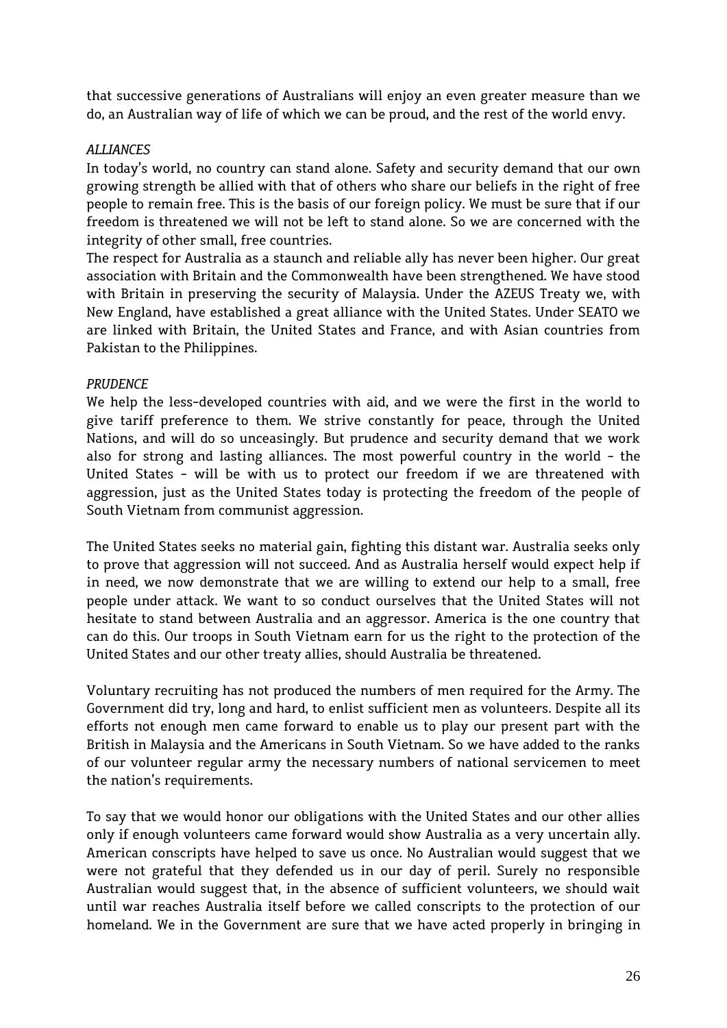that successive generations of Australians will enjoy an even greater measure than we do, an Australian way of life of which we can be proud, and the rest of the world envy.

*ALLIANCES*

In today's world, no country can stand alone. Safety and security demand that our own growing strength be allied with that of others who share our beliefs in the right of free people to remain free. This is the basis of our foreign policy. We must be sure that if our freedom is threatened we will not be left to stand alone. So we are concerned with the integrity of other small, free countries.

The respect for Australia as a staunch and reliable ally has never been higher. Our great association with Britain and the Commonwealth have been strengthened. We have stood with Britain in preserving the security of Malaysia. Under the AZEUS Treaty we, with New England, have established a great alliance with the United States. Under SEATO we are linked with Britain, the United States and France, and with Asian countries from Pakistan to the Philippines.

*PRUDENCE*

We help the less-developed countries with aid, and we were the first in the world to give tariff preference to them. We strive constantly for peace, through the United Nations, and will do so unceasingly. But prudence and security demand that we work also for strong and lasting alliances. The most powerful country in the world - the United States - will be with us to protect our freedom if we are threatened with aggression, just as the United States today is protecting the freedom of the people of South Vietnam from communist aggression.

The United States seeks no material gain, fighting this distant war. Australia seeks only to prove that aggression will not succeed. And as Australia herself would expect help if in need, we now demonstrate that we are willing to extend our help to a small, free people under attack. We want to so conduct ourselves that the United States will not hesitate to stand between Australia and an aggressor. America is the one country that can do this. Our troops in South Vietnam earn for us the right to the protection of the United States and our other treaty allies, should Australia be threatened.

Voluntary recruiting has not produced the numbers of men required for the Army. The Government did try, long and hard, to enlist sufficient men as volunteers. Despite all its efforts not enough men came forward to enable us to play our present part with the British in Malaysia and the Americans in South Vietnam. So we have added to the ranks of our volunteer regular army the necessary numbers of national servicemen to meet the nation's requirements.

To say that we would honor our obligations with the United States and our other allies only if enough volunteers came forward would show Australia as a very uncertain ally. American conscripts have helped to save us once. No Australian would suggest that we were not grateful that they defended us in our day of peril. Surely no responsible Australian would suggest that, in the absence of sufficient volunteers, we should wait until war reaches Australia itself before we called conscripts to the protection of our homeland. We in the Government are sure that we have acted properly in bringing in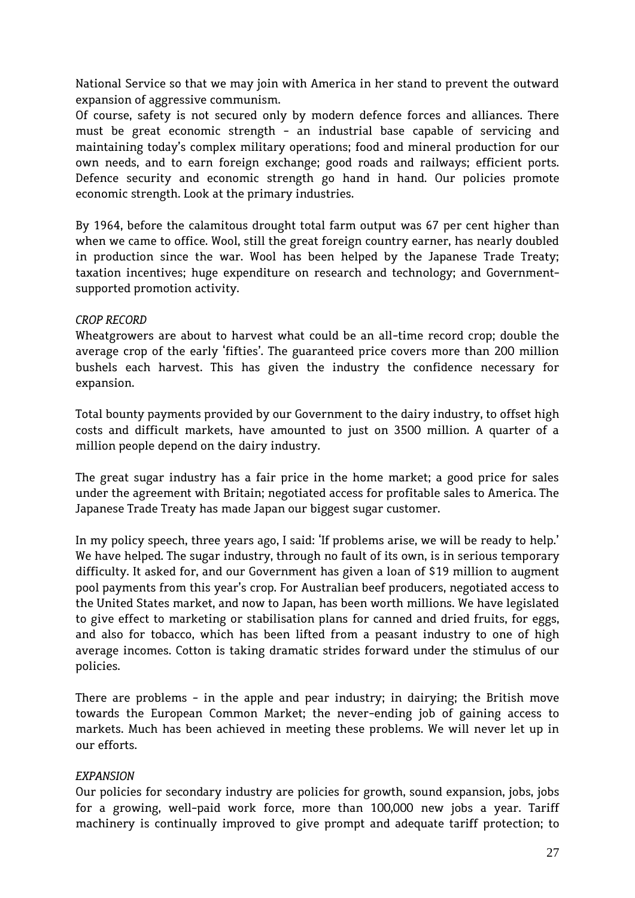National Service so that we may join with America in her stand to prevent the outward expansion of aggressive communism.
Of course, safety is not secured only by modern defence forces and alliances. There must be great economic strength - an industrial base capable of servicing and maintaining today's complex military operations; food and mineral production for our own needs, and to earn foreign exchange; good roads and railways; efficient ports. Defence security and economic strength go hand in hand. Our policies promote economic strength. Look at the primary industries.

By 1964, before the calamitous drought total farm output was 67 per cent higher than when we came to office. Wool, still the great foreign country earner, has nearly doubled in production since the war. Wool has been helped by the Japanese Trade Treaty; taxation incentives; huge expenditure on research and technology; and Government-supported promotion activity.

*CROP RECORD*

Wheatgrowers are about to harvest what could be an all-time record crop; double the average crop of the early 'fifties'. The guaranteed price covers more than 200 million bushels each harvest. This has given the industry the confidence necessary for expansion.

Total bounty payments provided by our Government to the dairy industry, to offset high costs and difficult markets, have amounted to just on 3500 million. A quarter of a million people depend on the dairy industry.

The great sugar industry has a fair price in the home market; a good price for sales under the agreement with Britain; negotiated access for profitable sales to America. The Japanese Trade Treaty has made Japan our biggest sugar customer.

In my policy speech, three years ago, I said: 'If problems arise, we will be ready to help.' We have helped. The sugar industry, through no fault of its own, is in serious temporary difficulty. It asked for, and our Government has given a loan of $19 million to augment pool payments from this year's crop. For Australian beef producers, negotiated access to the United States market, and now to Japan, has been worth millions. We have legislated to give effect to marketing or stabilisation plans for canned and dried fruits, for eggs, and also for tobacco, which has been lifted from a peasant industry to one of high average incomes. Cotton is taking dramatic strides forward under the stimulus of our policies.

There are problems - in the apple and pear industry; in dairying; the British move towards the European Common Market; the never-ending job of gaining access to markets. Much has been achieved in meeting these problems. We will never let up in our efforts.

*EXPANSION*

Our policies for secondary industry are policies for growth, sound expansion, jobs, jobs for a growing, well-paid work force, more than 100,000 new jobs a year. Tariff machinery is continually improved to give prompt and adequate tariff protection; to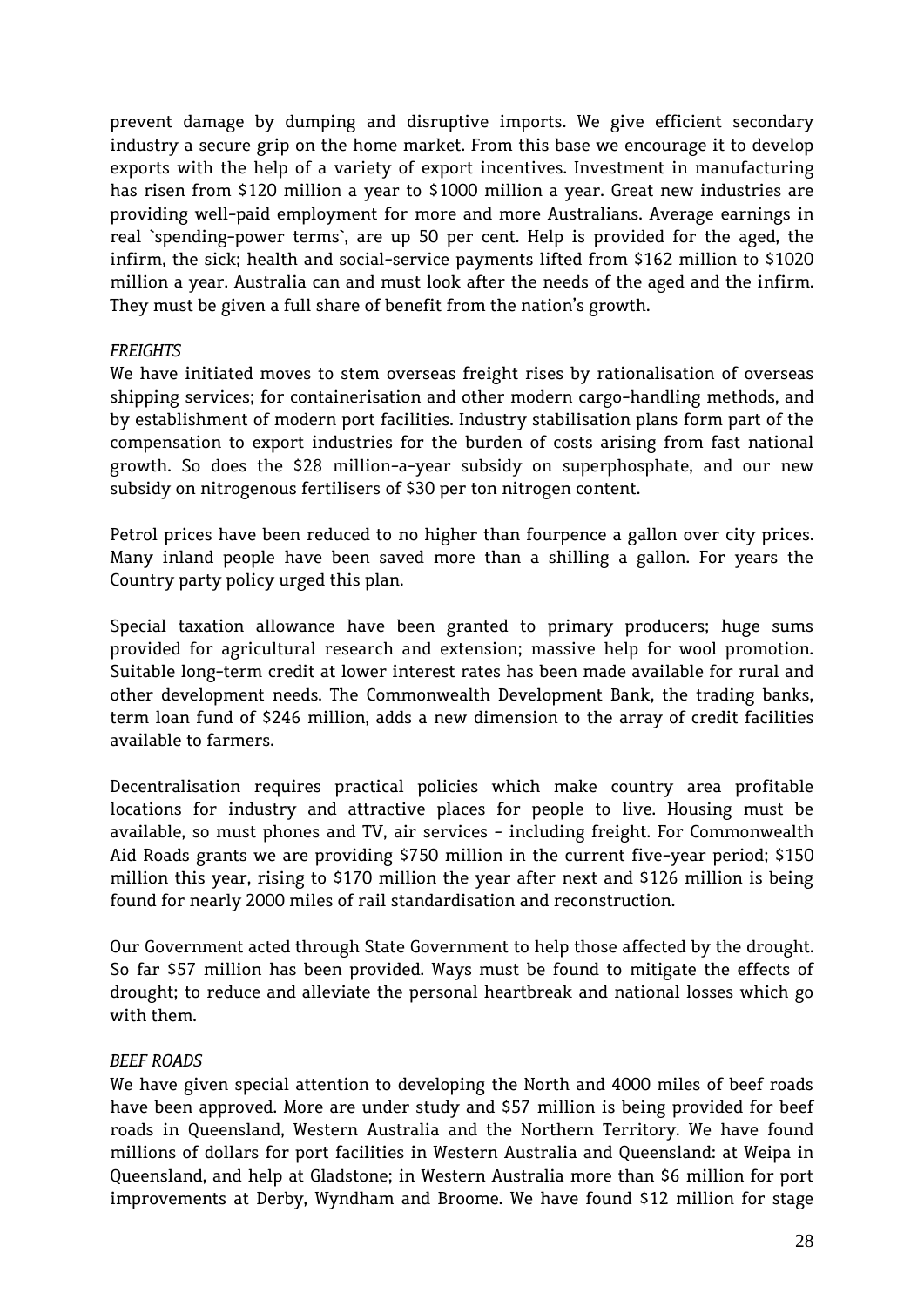prevent damage by dumping and disruptive imports. We give efficient secondary industry a secure grip on the home market. From this base we encourage it to develop exports with the help of a variety of export incentives. Investment in manufacturing has risen from $120 million a year to $1000 million a year. Great new industries are providing well-paid employment for more and more Australians. Average earnings in real `spending-power terms`, are up 50 per cent. Help is provided for the aged, the infirm, the sick; health and social-service payments lifted from $162 million to $1020 million a year. Australia can and must look after the needs of the aged and the infirm. They must be given a full share of benefit from the nation's growth.

*FREIGHTS*

We have initiated moves to stem overseas freight rises by rationalisation of overseas shipping services; for containerisation and other modern cargo-handling methods, and by establishment of modern port facilities. Industry stabilisation plans form part of the compensation to export industries for the burden of costs arising from fast national growth. So does the $28 million-a-year subsidy on superphosphate, and our new subsidy on nitrogenous fertilisers of $30 per ton nitrogen content.

Petrol prices have been reduced to no higher than fourpence a gallon over city prices. Many inland people have been saved more than a shilling a gallon. For years the Country party policy urged this plan.

Special taxation allowance have been granted to primary producers; huge sums provided for agricultural research and extension; massive help for wool promotion. Suitable long-term credit at lower interest rates has been made available for rural and other development needs. The Commonwealth Development Bank, the trading banks, term loan fund of $246 million, adds a new dimension to the array of credit facilities available to farmers.

Decentralisation requires practical policies which make country area profitable locations for industry and attractive places for people to live. Housing must be available, so must phones and TV, air services - including freight. For Commonwealth Aid Roads grants we are providing $750 million in the current five-year period; $150 million this year, rising to $170 million the year after next and $126 million is being found for nearly 2000 miles of rail standardisation and reconstruction.

Our Government acted through State Government to help those affected by the drought. So far $57 million has been provided. Ways must be found to mitigate the effects of drought; to reduce and alleviate the personal heartbreak and national losses which go with them.

*BEEF ROADS*

We have given special attention to developing the North and 4000 miles of beef roads have been approved. More are under study and $57 million is being provided for beef roads in Queensland, Western Australia and the Northern Territory. We have found millions of dollars for port facilities in Western Australia and Queensland: at Weipa in Queensland, and help at Gladstone; in Western Australia more than $6 million for port improvements at Derby, Wyndham and Broome. We have found $12 million for stage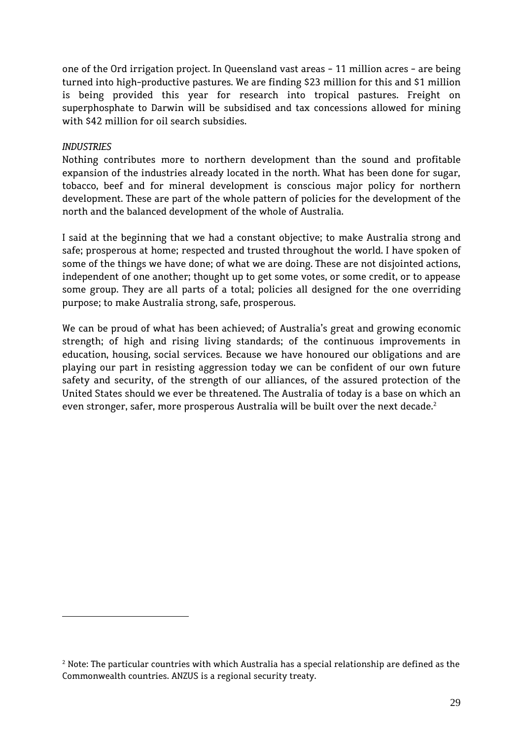one of the Ord irrigation project. In Queensland vast areas - 11 million acres - are being turned into high-productive pastures. We are finding $23 million for this and $1 million is being provided this year for research into tropical pastures. Freight on superphosphate to Darwin will be subsidised and tax concessions allowed for mining with $42 million for oil search subsidies.

*INDUSTRIES*

Nothing contributes more to northern development than the sound and profitable expansion of the industries already located in the north. What has been done for sugar, tobacco, beef and for mineral development is conscious major policy for northern development. These are part of the whole pattern of policies for the development of the north and the balanced development of the whole of Australia.

I said at the beginning that we had a constant objective; to make Australia strong and safe; prosperous at home; respected and trusted throughout the world. I have spoken of some of the things we have done; of what we are doing. These are not disjointed actions, independent of one another; thought up to get some votes, or some credit, or to appease some group. They are all parts of a total; policies all designed for the one overriding purpose; to make Australia strong, safe, prosperous.

We can be proud of what has been achieved; of Australia's great and growing economic strength; of high and rising living standards; of the continuous improvements in education, housing, social services. Because we have honoured our obligations and are playing our part in resisting aggression today we can be confident of our own future safety and security, of the strength of our alliances, of the assured protection of the United States should we ever be threatened. The Australia of today is a base on which an even stronger, safer, more prosperous Australia will be built over the next decade.[2]

---

[2] Note: The particular countries with which Australia has a special relationship are defined as the Commonwealth countries. ANZUS is a regional security treaty.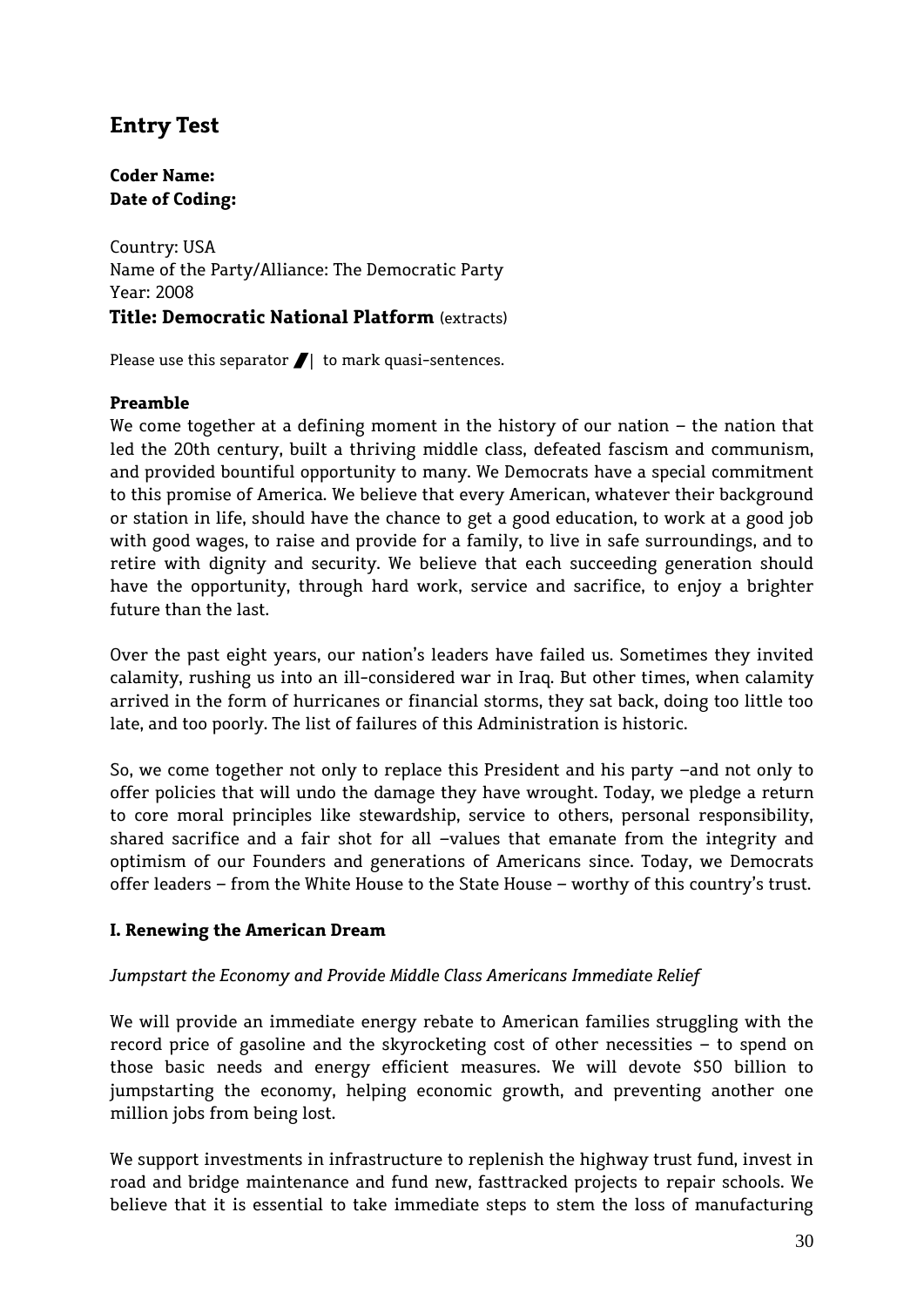## Entry Test

**Coder Name:**
**Date of Coding:**

Country: USA
Name of the Party/Alliance: The Democratic Party
Year: 2008
**Title: Democratic National Platform** (extracts)

Please use this separator ▰| to mark quasi-sentences.

### Preamble

We come together at a defining moment in the history of our nation – the nation that led the 20th century, built a thriving middle class, defeated fascism and communism, and provided bountiful opportunity to many. We Democrats have a special commitment to this promise of America. We believe that every American, whatever their background or station in life, should have the chance to get a good education, to work at a good job with good wages, to raise and provide for a family, to live in safe surroundings, and to retire with dignity and security. We believe that each succeeding generation should have the opportunity, through hard work, service and sacrifice, to enjoy a brighter future than the last.

Over the past eight years, our nation's leaders have failed us. Sometimes they invited calamity, rushing us into an ill-considered war in Iraq. But other times, when calamity arrived in the form of hurricanes or financial storms, they sat back, doing too little too late, and too poorly. The list of failures of this Administration is historic.

So, we come together not only to replace this President and his party –and not only to offer policies that will undo the damage they have wrought. Today, we pledge a return to core moral principles like stewardship, service to others, personal responsibility, shared sacrifice and a fair shot for all –values that emanate from the integrity and optimism of our Founders and generations of Americans since. Today, we Democrats offer leaders – from the White House to the State House – worthy of this country's trust.

### I. Renewing the American Dream

*Jumpstart the Economy and Provide Middle Class Americans Immediate Relief*

We will provide an immediate energy rebate to American families struggling with the record price of gasoline and the skyrocketing cost of other necessities – to spend on those basic needs and energy efficient measures. We will devote $50 billion to jumpstarting the economy, helping economic growth, and preventing another one million jobs from being lost.

We support investments in infrastructure to replenish the highway trust fund, invest in road and bridge maintenance and fund new, fasttracked projects to repair schools. We believe that it is essential to take immediate steps to stem the loss of manufacturing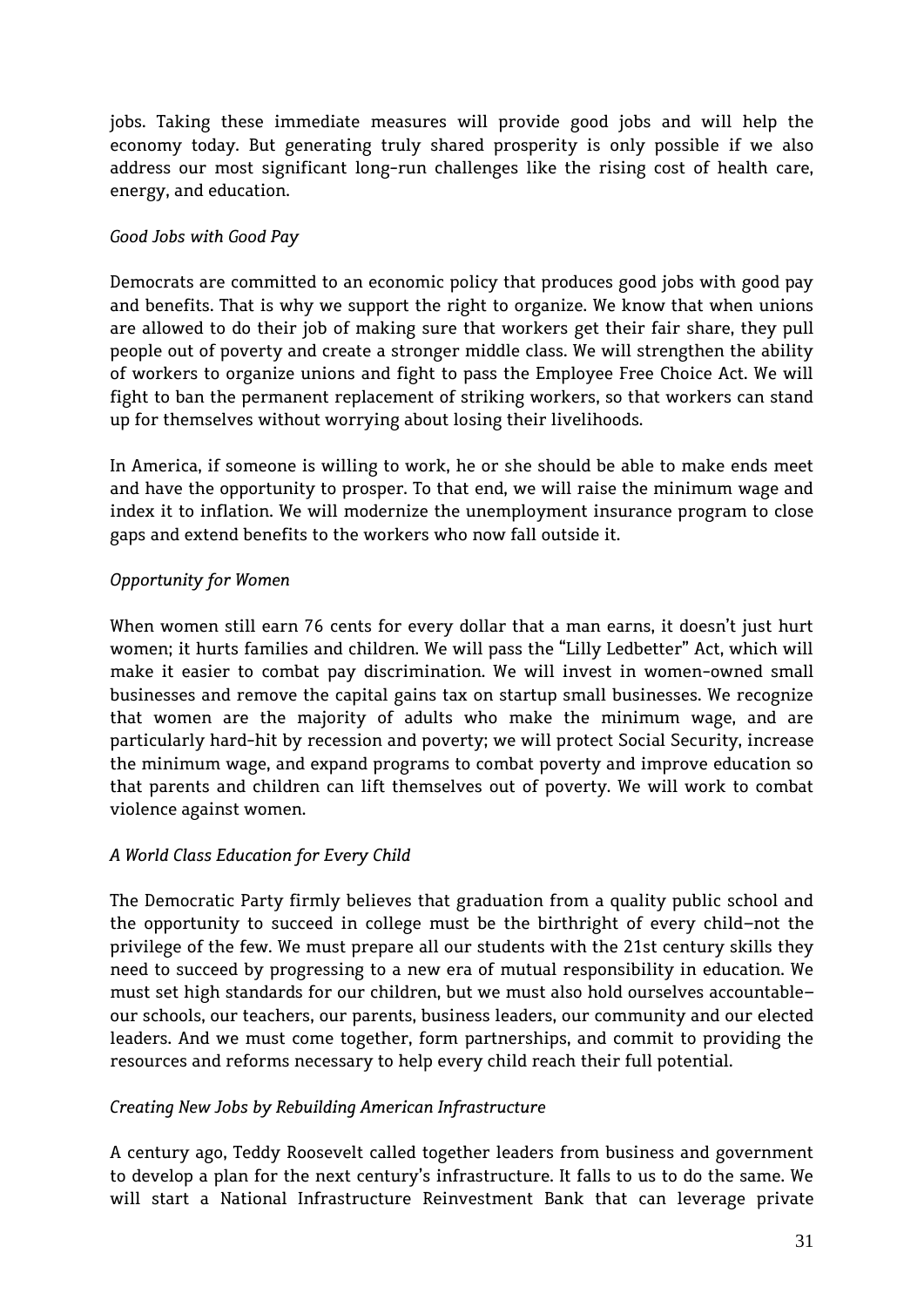jobs. Taking these immediate measures will provide good jobs and will help the economy today. But generating truly shared prosperity is only possible if we also address our most significant long-run challenges like the rising cost of health care, energy, and education.

*Good Jobs with Good Pay*

Democrats are committed to an economic policy that produces good jobs with good pay and benefits. That is why we support the right to organize. We know that when unions are allowed to do their job of making sure that workers get their fair share, they pull people out of poverty and create a stronger middle class. We will strengthen the ability of workers to organize unions and fight to pass the Employee Free Choice Act. We will fight to ban the permanent replacement of striking workers, so that workers can stand up for themselves without worrying about losing their livelihoods.

In America, if someone is willing to work, he or she should be able to make ends meet and have the opportunity to prosper. To that end, we will raise the minimum wage and index it to inflation. We will modernize the unemployment insurance program to close gaps and extend benefits to the workers who now fall outside it.

*Opportunity for Women*

When women still earn 76 cents for every dollar that a man earns, it doesn't just hurt women; it hurts families and children. We will pass the "Lilly Ledbetter" Act, which will make it easier to combat pay discrimination. We will invest in women-owned small businesses and remove the capital gains tax on startup small businesses. We recognize that women are the majority of adults who make the minimum wage, and are particularly hard-hit by recession and poverty; we will protect Social Security, increase the minimum wage, and expand programs to combat poverty and improve education so that parents and children can lift themselves out of poverty. We will work to combat violence against women.

*A World Class Education for Every Child*

The Democratic Party firmly believes that graduation from a quality public school and the opportunity to succeed in college must be the birthright of every child–not the privilege of the few. We must prepare all our students with the 21st century skills they need to succeed by progressing to a new era of mutual responsibility in education. We must set high standards for our children, but we must also hold ourselves accountable–our schools, our teachers, our parents, business leaders, our community and our elected leaders. And we must come together, form partnerships, and commit to providing the resources and reforms necessary to help every child reach their full potential.

*Creating New Jobs by Rebuilding American Infrastructure*

A century ago, Teddy Roosevelt called together leaders from business and government to develop a plan for the next century's infrastructure. It falls to us to do the same. We will start a National Infrastructure Reinvestment Bank that can leverage private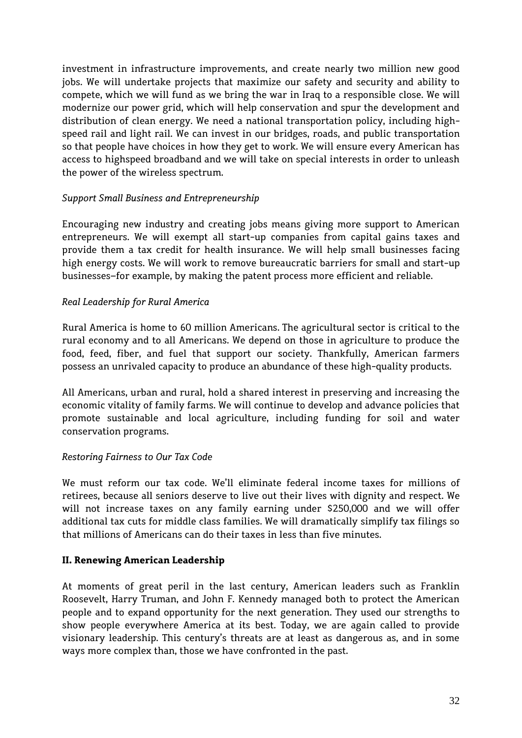investment in infrastructure improvements, and create nearly two million new good jobs. We will undertake projects that maximize our safety and security and ability to compete, which we will fund as we bring the war in Iraq to a responsible close. We will modernize our power grid, which will help conservation and spur the development and distribution of clean energy. We need a national transportation policy, including high-speed rail and light rail. We can invest in our bridges, roads, and public transportation so that people have choices in how they get to work. We will ensure every American has access to highspeed broadband and we will take on special interests in order to unleash the power of the wireless spectrum.

*Support Small Business and Entrepreneurship*

Encouraging new industry and creating jobs means giving more support to American entrepreneurs. We will exempt all start-up companies from capital gains taxes and provide them a tax credit for health insurance. We will help small businesses facing high energy costs. We will work to remove bureaucratic barriers for small and start-up businesses–for example, by making the patent process more efficient and reliable.

*Real Leadership for Rural America*

Rural America is home to 60 million Americans. The agricultural sector is critical to the rural economy and to all Americans. We depend on those in agriculture to produce the food, feed, fiber, and fuel that support our society. Thankfully, American farmers possess an unrivaled capacity to produce an abundance of these high-quality products.

All Americans, urban and rural, hold a shared interest in preserving and increasing the economic vitality of family farms. We will continue to develop and advance policies that promote sustainable and local agriculture, including funding for soil and water conservation programs.

*Restoring Fairness to Our Tax Code*

We must reform our tax code. We'll eliminate federal income taxes for millions of retirees, because all seniors deserve to live out their lives with dignity and respect. We will not increase taxes on any family earning under $250,000 and we will offer additional tax cuts for middle class families. We will dramatically simplify tax filings so that millions of Americans can do their taxes in less than five minutes.

**II. Renewing American Leadership**

At moments of great peril in the last century, American leaders such as Franklin Roosevelt, Harry Truman, and John F. Kennedy managed both to protect the American people and to expand opportunity for the next generation. They used our strengths to show people everywhere America at its best. Today, we are again called to provide visionary leadership. This century's threats are at least as dangerous as, and in some ways more complex than, those we have confronted in the past.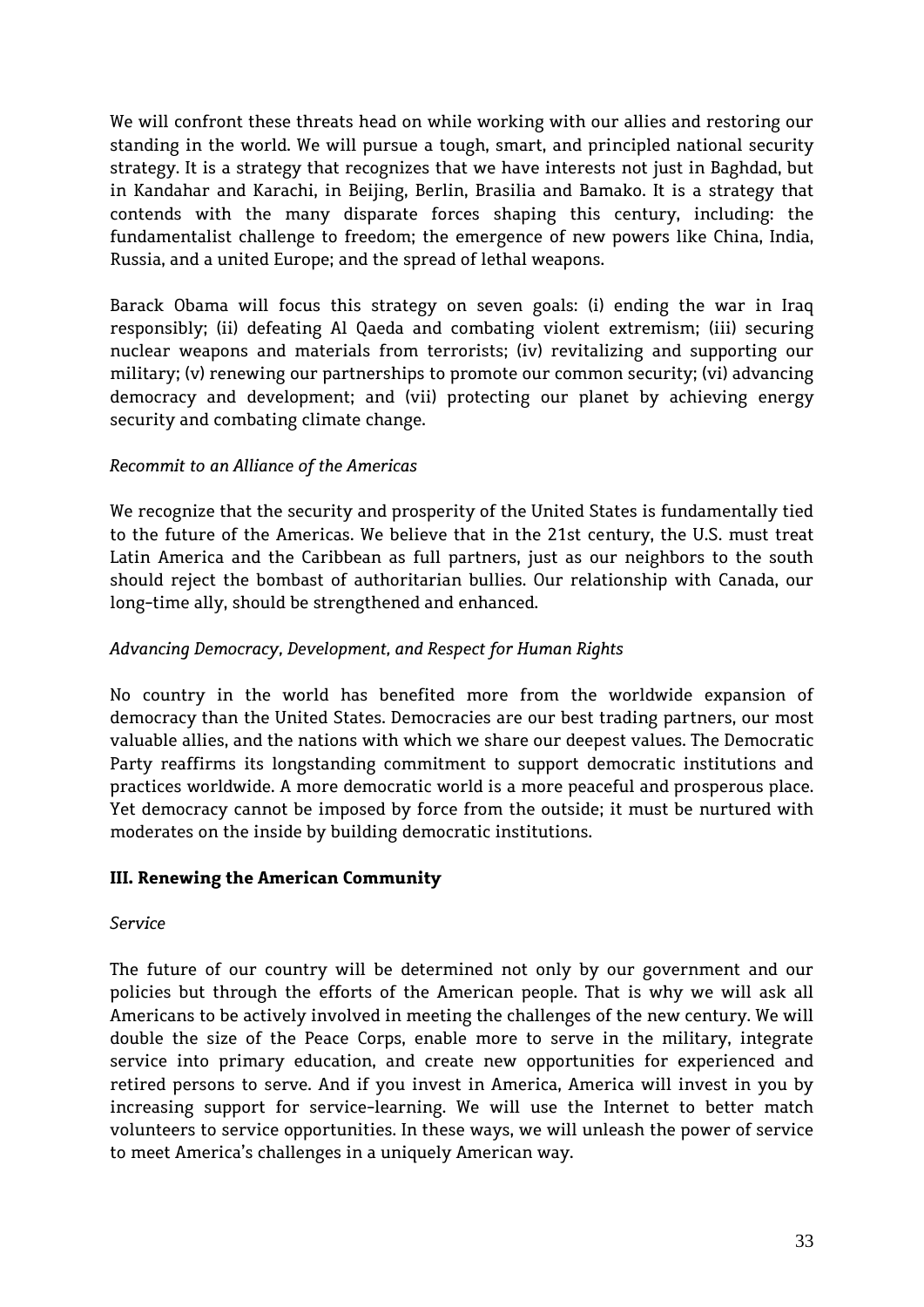We will confront these threats head on while working with our allies and restoring our standing in the world. We will pursue a tough, smart, and principled national security strategy. It is a strategy that recognizes that we have interests not just in Baghdad, but in Kandahar and Karachi, in Beijing, Berlin, Brasilia and Bamako. It is a strategy that contends with the many disparate forces shaping this century, including: the fundamentalist challenge to freedom; the emergence of new powers like China, India, Russia, and a united Europe; and the spread of lethal weapons.

Barack Obama will focus this strategy on seven goals: (i) ending the war in Iraq responsibly; (ii) defeating Al Qaeda and combating violent extremism; (iii) securing nuclear weapons and materials from terrorists; (iv) revitalizing and supporting our military; (v) renewing our partnerships to promote our common security; (vi) advancing democracy and development; and (vii) protecting our planet by achieving energy security and combating climate change.

*Recommit to an Alliance of the Americas*

We recognize that the security and prosperity of the United States is fundamentally tied to the future of the Americas. We believe that in the 21st century, the U.S. must treat Latin America and the Caribbean as full partners, just as our neighbors to the south should reject the bombast of authoritarian bullies. Our relationship with Canada, our long-time ally, should be strengthened and enhanced.

*Advancing Democracy, Development, and Respect for Human Rights*

No country in the world has benefited more from the worldwide expansion of democracy than the United States. Democracies are our best trading partners, our most valuable allies, and the nations with which we share our deepest values. The Democratic Party reaffirms its longstanding commitment to support democratic institutions and practices worldwide. A more democratic world is a more peaceful and prosperous place. Yet democracy cannot be imposed by force from the outside; it must be nurtured with moderates on the inside by building democratic institutions.

## III. Renewing the American Community

*Service*

The future of our country will be determined not only by our government and our policies but through the efforts of the American people. That is why we will ask all Americans to be actively involved in meeting the challenges of the new century. We will double the size of the Peace Corps, enable more to serve in the military, integrate service into primary education, and create new opportunities for experienced and retired persons to serve. And if you invest in America, America will invest in you by increasing support for service-learning. We will use the Internet to better match volunteers to service opportunities. In these ways, we will unleash the power of service to meet America's challenges in a uniquely American way.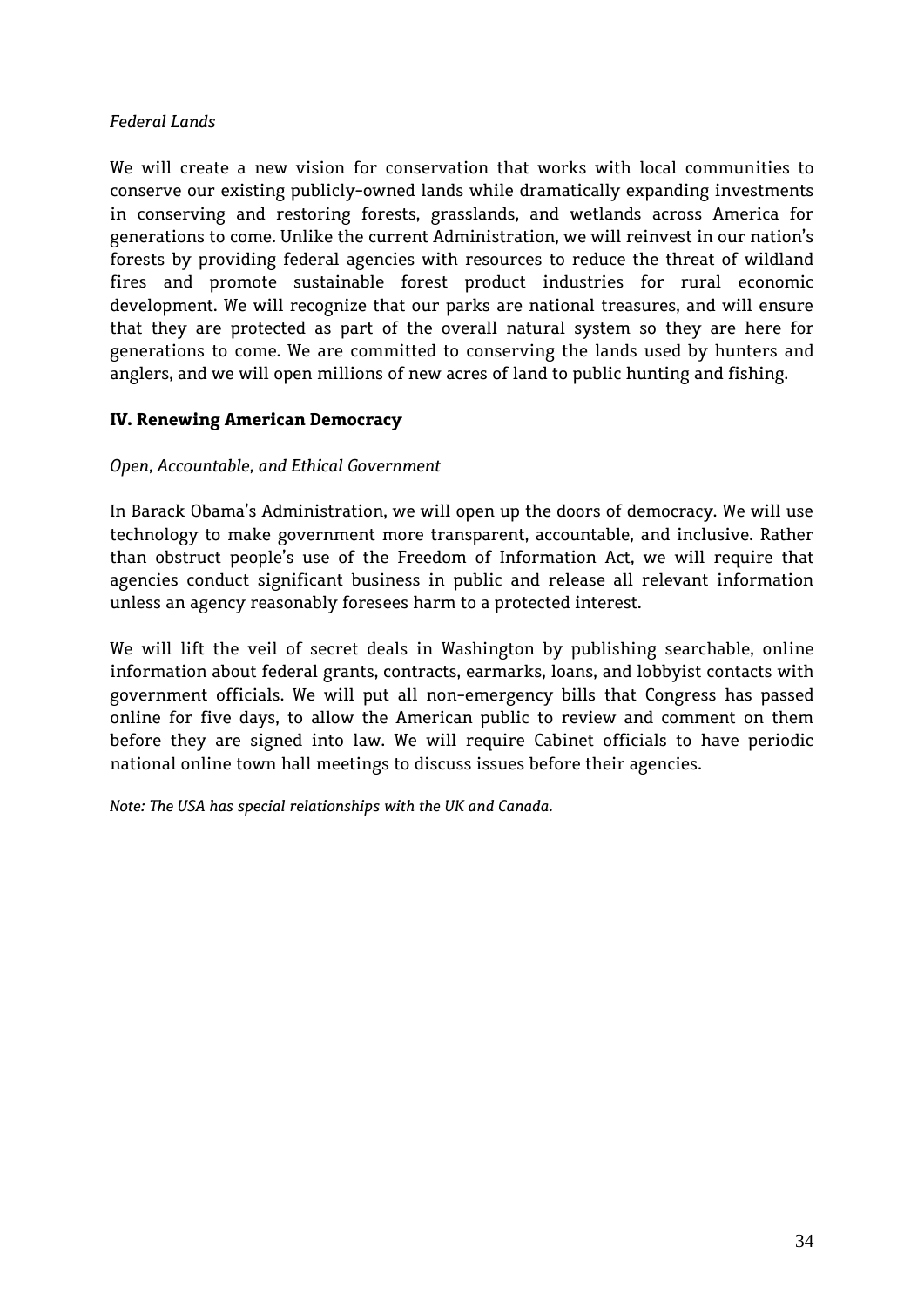*Federal Lands*

We will create a new vision for conservation that works with local communities to conserve our existing publicly-owned lands while dramatically expanding investments in conserving and restoring forests, grasslands, and wetlands across America for generations to come. Unlike the current Administration, we will reinvest in our nation's forests by providing federal agencies with resources to reduce the threat of wildland fires and promote sustainable forest product industries for rural economic development. We will recognize that our parks are national treasures, and will ensure that they are protected as part of the overall natural system so they are here for generations to come. We are committed to conserving the lands used by hunters and anglers, and we will open millions of new acres of land to public hunting and fishing.

## IV. Renewing American Democracy

*Open, Accountable, and Ethical Government*

In Barack Obama's Administration, we will open up the doors of democracy. We will use technology to make government more transparent, accountable, and inclusive. Rather than obstruct people's use of the Freedom of Information Act, we will require that agencies conduct significant business in public and release all relevant information unless an agency reasonably foresees harm to a protected interest.

We will lift the veil of secret deals in Washington by publishing searchable, online information about federal grants, contracts, earmarks, loans, and lobbyist contacts with government officials. We will put all non-emergency bills that Congress has passed online for five days, to allow the American public to review and comment on them before they are signed into law. We will require Cabinet officials to have periodic national online town hall meetings to discuss issues before their agencies.

*Note: The USA has special relationships with the UK and Canada.*